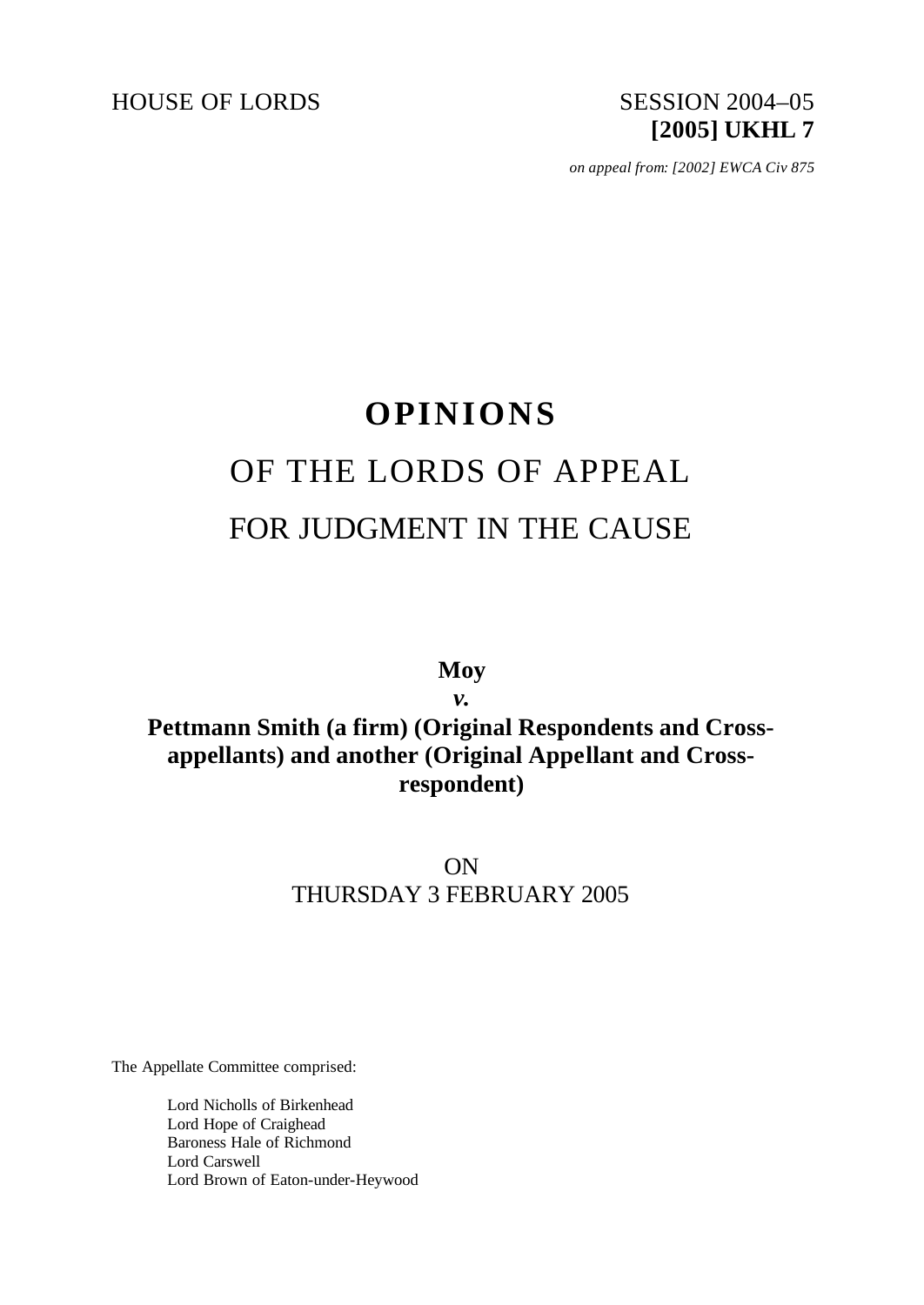HOUSE OF LORDS SESSION 2004–05

**[2005] UKHL 7**

*on appeal from: [2002] EWCA Civ 875*

# OPINIONS

## OF THE LORDS OF APPEAL

## FOR JUDGMENT IN THE CAUSE

**Moy**

***v.***

**Pettmann Smith (a firm) (Original Respondents and Cross-appellants) and another (Original Appellant and Cross-respondent)**

ON

THURSDAY 3 FEBRUARY 2005

The Appellate Committee comprised:

Lord Nicholls of Birkenhead
Lord Hope of Craighead
Baroness Hale of Richmond
Lord Carswell
Lord Brown of Eaton-under-Heywood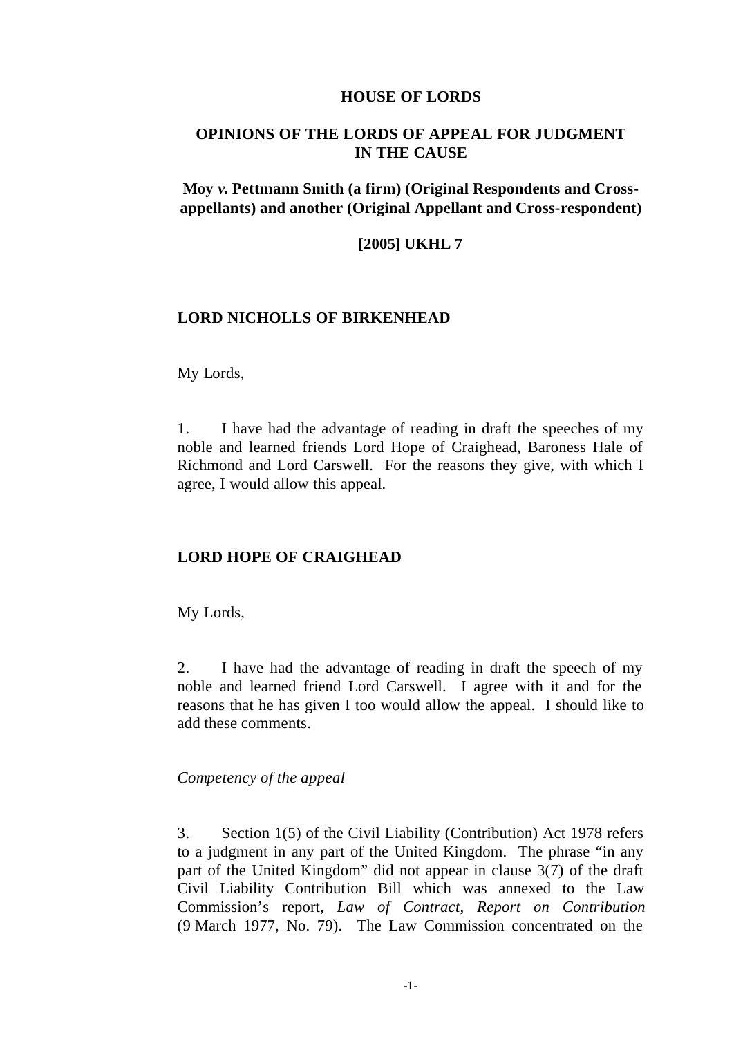# HOUSE OF LORDS

## OPINIONS OF THE LORDS OF APPEAL FOR JUDGMENT IN THE CAUSE

### Moy *v.* Pettmann Smith (a firm) (Original Respondents and Cross-appellants) and another (Original Appellant and Cross-respondent)

### [2005] UKHL 7

**LORD NICHOLLS OF BIRKENHEAD**

My Lords,

1. I have had the advantage of reading in draft the speeches of my noble and learned friends Lord Hope of Craighead, Baroness Hale of Richmond and Lord Carswell. For the reasons they give, with which I agree, I would allow this appeal.

**LORD HOPE OF CRAIGHEAD**

My Lords,

2. I have had the advantage of reading in draft the speech of my noble and learned friend Lord Carswell. I agree with it and for the reasons that he has given I too would allow the appeal. I should like to add these comments.

*Competency of the appeal*

3. Section 1(5) of the Civil Liability (Contribution) Act 1978 refers to a judgment in any part of the United Kingdom. The phrase "in any part of the United Kingdom" did not appear in clause 3(7) of the draft Civil Liability Contribution Bill which was annexed to the Law Commission's report, *Law of Contract, Report on Contribution* (9 March 1977, No. 79). The Law Commission concentrated on the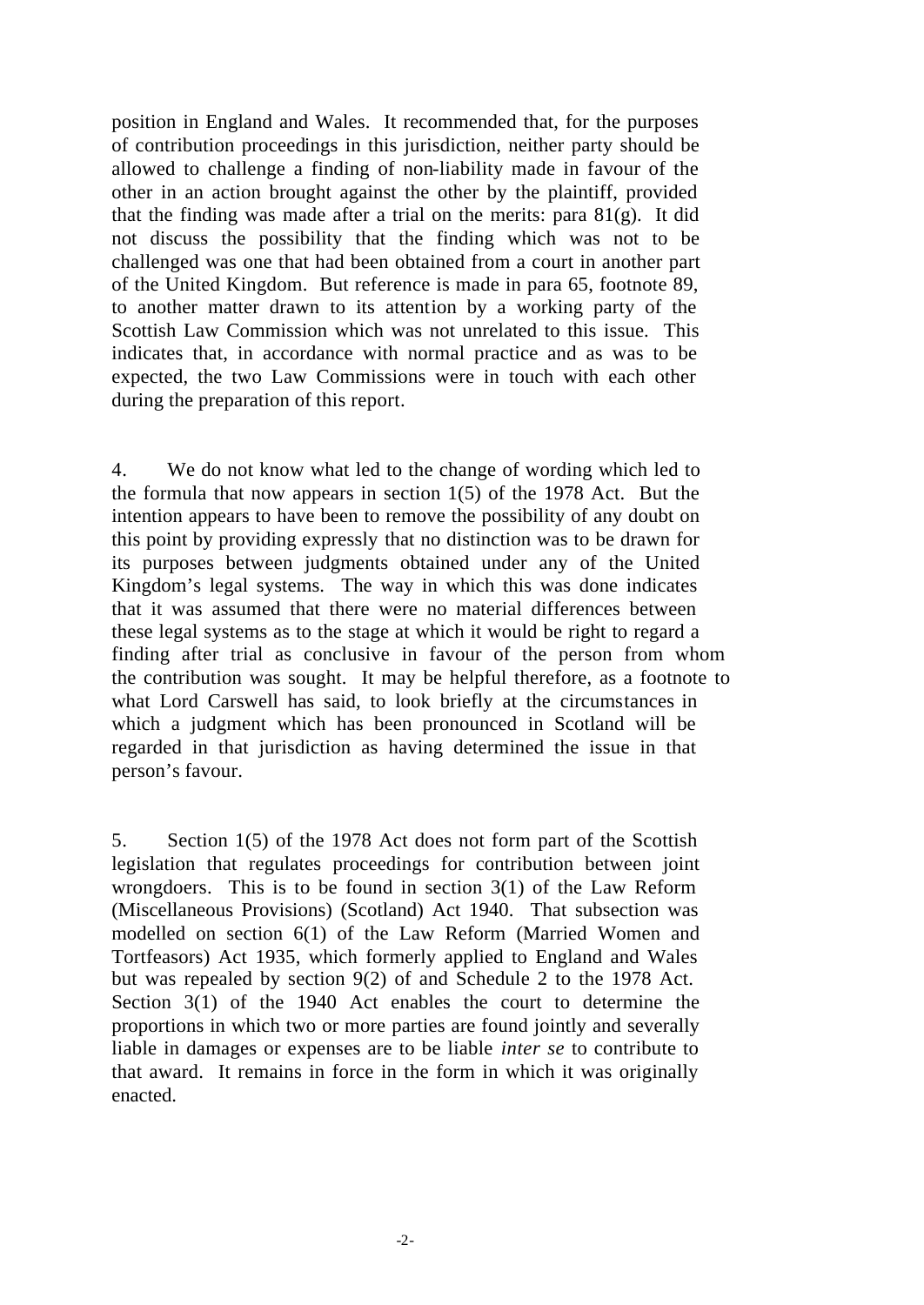position in England and Wales. It recommended that, for the purposes of contribution proceedings in this jurisdiction, neither party should be allowed to challenge a finding of non-liability made in favour of the other in an action brought against the other by the plaintiff, provided that the finding was made after a trial on the merits: para 81(g). It did not discuss the possibility that the finding which was not to be challenged was one that had been obtained from a court in another part of the United Kingdom. But reference is made in para 65, footnote 89, to another matter drawn to its attention by a working party of the Scottish Law Commission which was not unrelated to this issue. This indicates that, in accordance with normal practice and as was to be expected, the two Law Commissions were in touch with each other during the preparation of this report.

4. We do not know what led to the change of wording which led to the formula that now appears in section 1(5) of the 1978 Act. But the intention appears to have been to remove the possibility of any doubt on this point by providing expressly that no distinction was to be drawn for its purposes between judgments obtained under any of the United Kingdom's legal systems. The way in which this was done indicates that it was assumed that there were no material differences between these legal systems as to the stage at which it would be right to regard a finding after trial as conclusive in favour of the person from whom the contribution was sought. It may be helpful therefore, as a footnote to what Lord Carswell has said, to look briefly at the circumstances in which a judgment which has been pronounced in Scotland will be regarded in that jurisdiction as having determined the issue in that person's favour.

5. Section 1(5) of the 1978 Act does not form part of the Scottish legislation that regulates proceedings for contribution between joint wrongdoers. This is to be found in section 3(1) of the Law Reform (Miscellaneous Provisions) (Scotland) Act 1940. That subsection was modelled on section 6(1) of the Law Reform (Married Women and Tortfeasors) Act 1935, which formerly applied to England and Wales but was repealed by section 9(2) of and Schedule 2 to the 1978 Act. Section 3(1) of the 1940 Act enables the court to determine the proportions in which two or more parties are found jointly and severally liable in damages or expenses are to be liable *inter se* to contribute to that award. It remains in force in the form in which it was originally enacted.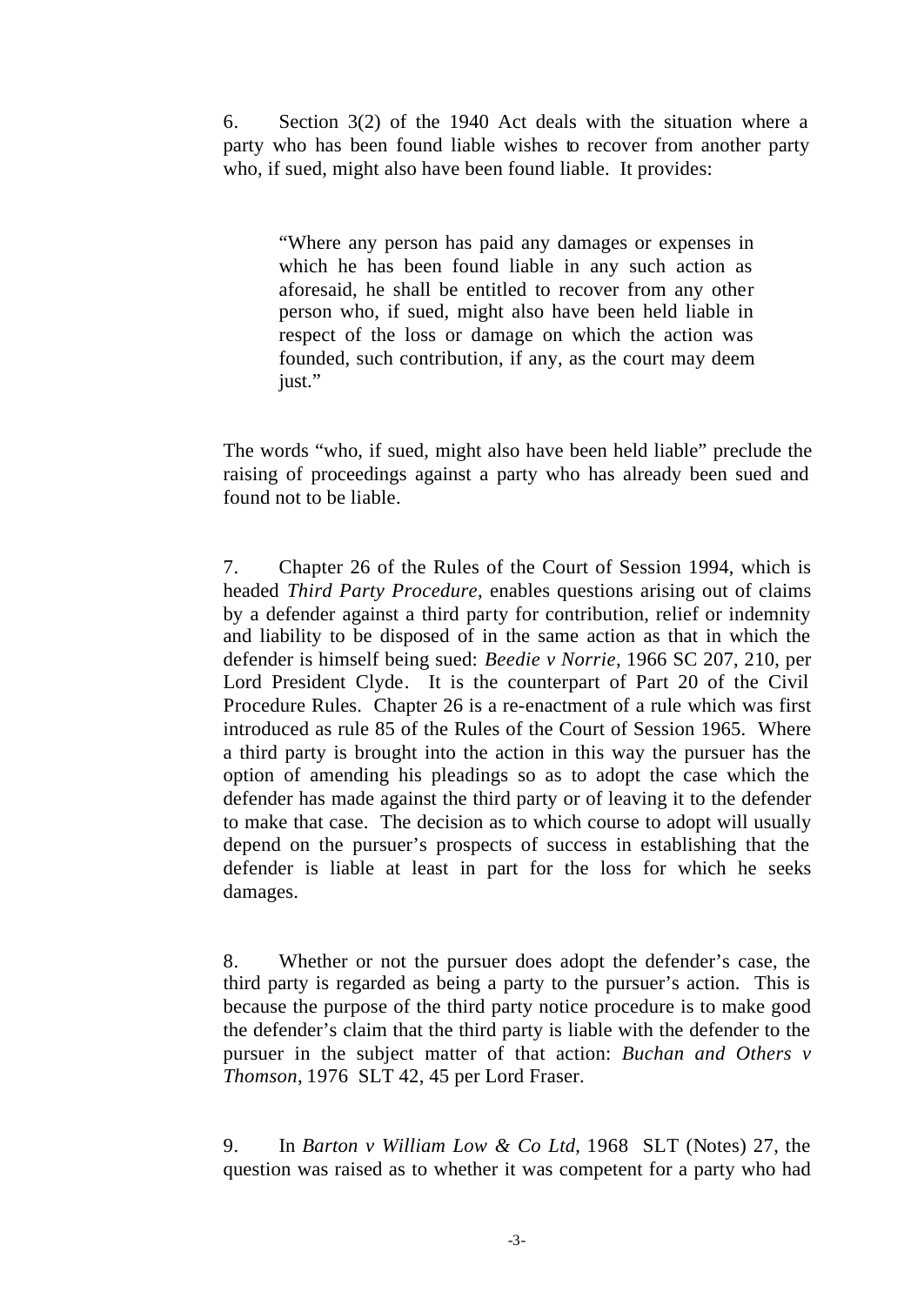6. Section 3(2) of the 1940 Act deals with the situation where a party who has been found liable wishes to recover from another party who, if sued, might also have been found liable. It provides:

> "Where any person has paid any damages or expenses in which he has been found liable in any such action as aforesaid, he shall be entitled to recover from any other person who, if sued, might also have been held liable in respect of the loss or damage on which the action was founded, such contribution, if any, as the court may deem just."

The words "who, if sued, might also have been held liable" preclude the raising of proceedings against a party who has already been sued and found not to be liable.

7. Chapter 26 of the Rules of the Court of Session 1994, which is headed *Third Party Procedure*, enables questions arising out of claims by a defender against a third party for contribution, relief or indemnity and liability to be disposed of in the same action as that in which the defender is himself being sued: *Beedie v Norrie*, 1966 SC 207, 210, per Lord President Clyde. It is the counterpart of Part 20 of the Civil Procedure Rules. Chapter 26 is a re-enactment of a rule which was first introduced as rule 85 of the Rules of the Court of Session 1965. Where a third party is brought into the action in this way the pursuer has the option of amending his pleadings so as to adopt the case which the defender has made against the third party or of leaving it to the defender to make that case. The decision as to which course to adopt will usually depend on the pursuer's prospects of success in establishing that the defender is liable at least in part for the loss for which he seeks damages.

8. Whether or not the pursuer does adopt the defender's case, the third party is regarded as being a party to the pursuer's action. This is because the purpose of the third party notice procedure is to make good the defender's claim that the third party is liable with the defender to the pursuer in the subject matter of that action: *Buchan and Others v Thomson*, 1976 SLT 42, 45 per Lord Fraser.

9. In *Barton v William Low & Co Ltd*, 1968 SLT (Notes) 27, the question was raised as to whether it was competent for a party who had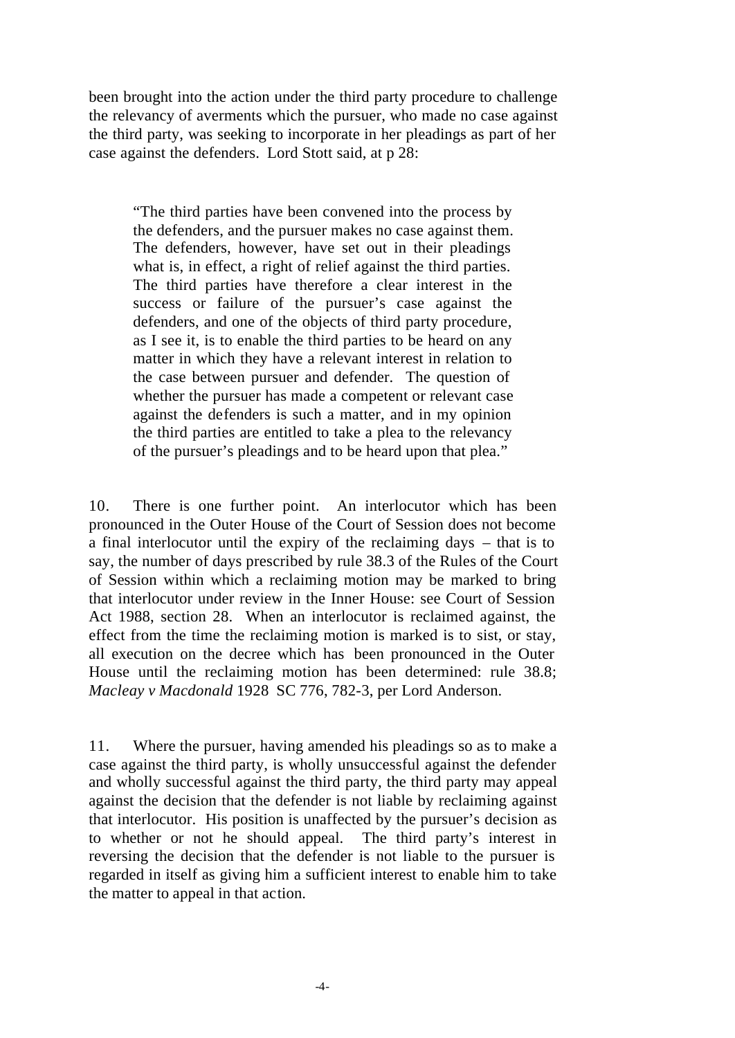been brought into the action under the third party procedure to challenge the relevancy of averments which the pursuer, who made no case against the third party, was seeking to incorporate in her pleadings as part of her case against the defenders. Lord Stott said, at p 28:

> "The third parties have been convened into the process by the defenders, and the pursuer makes no case against them. The defenders, however, have set out in their pleadings what is, in effect, a right of relief against the third parties. The third parties have therefore a clear interest in the success or failure of the pursuer's case against the defenders, and one of the objects of third party procedure, as I see it, is to enable the third parties to be heard on any matter in which they have a relevant interest in relation to the case between pursuer and defender. The question of whether the pursuer has made a competent or relevant case against the defenders is such a matter, and in my opinion the third parties are entitled to take a plea to the relevancy of the pursuer's pleadings and to be heard upon that plea."

10. There is one further point. An interlocutor which has been pronounced in the Outer House of the Court of Session does not become a final interlocutor until the expiry of the reclaiming days – that is to say, the number of days prescribed by rule 38.3 of the Rules of the Court of Session within which a reclaiming motion may be marked to bring that interlocutor under review in the Inner House: see Court of Session Act 1988, section 28. When an interlocutor is reclaimed against, the effect from the time the reclaiming motion is marked is to sist, or stay, all execution on the decree which has been pronounced in the Outer House until the reclaiming motion has been determined: rule 38.8; *Macleay v Macdonald* 1928 SC 776, 782-3, per Lord Anderson.

11. Where the pursuer, having amended his pleadings so as to make a case against the third party, is wholly unsuccessful against the defender and wholly successful against the third party, the third party may appeal against the decision that the defender is not liable by reclaiming against that interlocutor. His position is unaffected by the pursuer's decision as to whether or not he should appeal. The third party's interest in reversing the decision that the defender is not liable to the pursuer is regarded in itself as giving him a sufficient interest to enable him to take the matter to appeal in that action.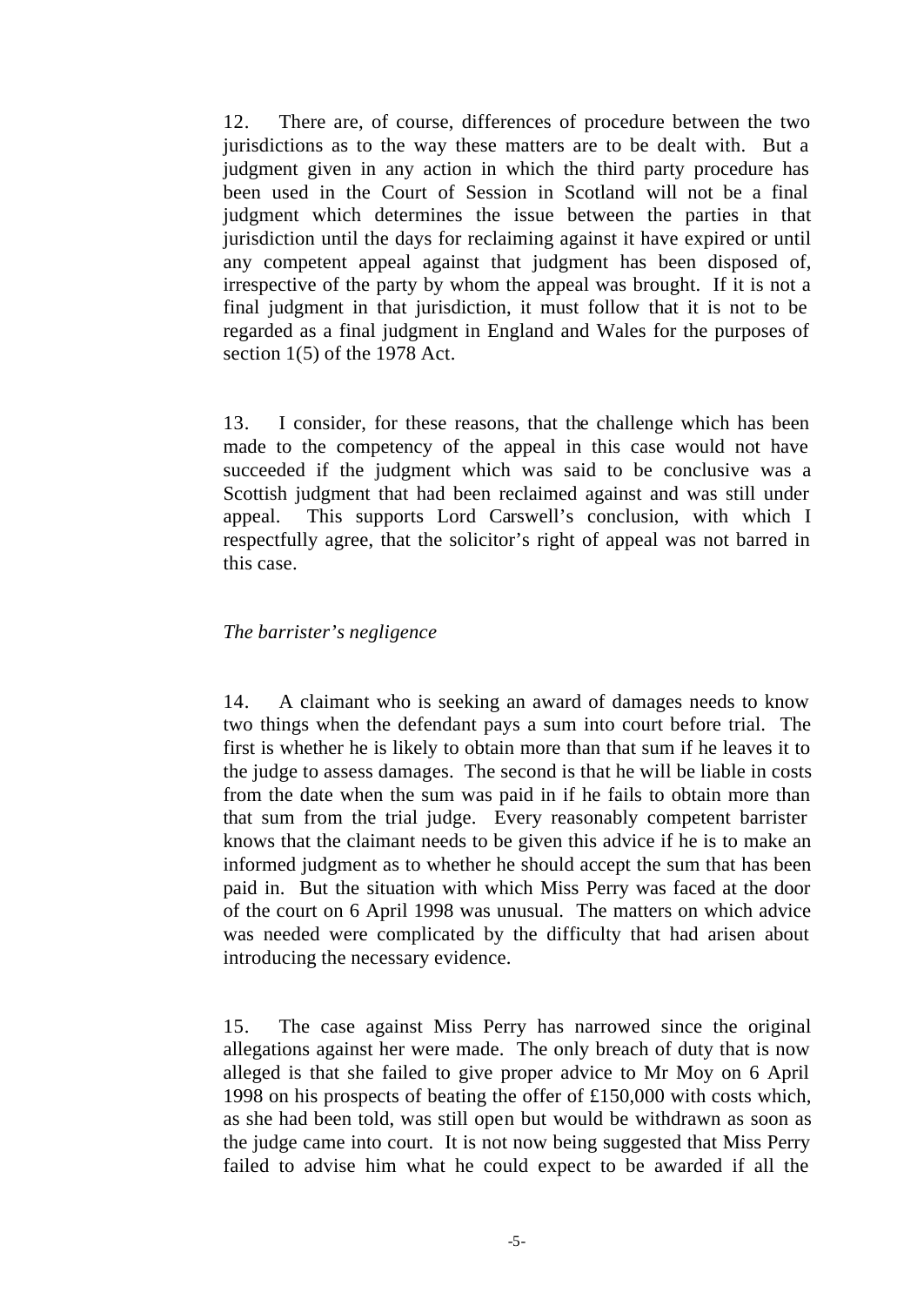12. There are, of course, differences of procedure between the two jurisdictions as to the way these matters are to be dealt with. But a judgment given in any action in which the third party procedure has been used in the Court of Session in Scotland will not be a final judgment which determines the issue between the parties in that jurisdiction until the days for reclaiming against it have expired or until any competent appeal against that judgment has been disposed of, irrespective of the party by whom the appeal was brought. If it is not a final judgment in that jurisdiction, it must follow that it is not to be regarded as a final judgment in England and Wales for the purposes of section 1(5) of the 1978 Act.

13. I consider, for these reasons, that the challenge which has been made to the competency of the appeal in this case would not have succeeded if the judgment which was said to be conclusive was a Scottish judgment that had been reclaimed against and was still under appeal. This supports Lord Carswell's conclusion, with which I respectfully agree, that the solicitor's right of appeal was not barred in this case.

*The barrister's negligence*

14. A claimant who is seeking an award of damages needs to know two things when the defendant pays a sum into court before trial. The first is whether he is likely to obtain more than that sum if he leaves it to the judge to assess damages. The second is that he will be liable in costs from the date when the sum was paid in if he fails to obtain more than that sum from the trial judge. Every reasonably competent barrister knows that the claimant needs to be given this advice if he is to make an informed judgment as to whether he should accept the sum that has been paid in. But the situation with which Miss Perry was faced at the door of the court on 6 April 1998 was unusual. The matters on which advice was needed were complicated by the difficulty that had arisen about introducing the necessary evidence.

15. The case against Miss Perry has narrowed since the original allegations against her were made. The only breach of duty that is now alleged is that she failed to give proper advice to Mr Moy on 6 April 1998 on his prospects of beating the offer of £150,000 with costs which, as she had been told, was still open but would be withdrawn as soon as the judge came into court. It is not now being suggested that Miss Perry failed to advise him what he could expect to be awarded if all the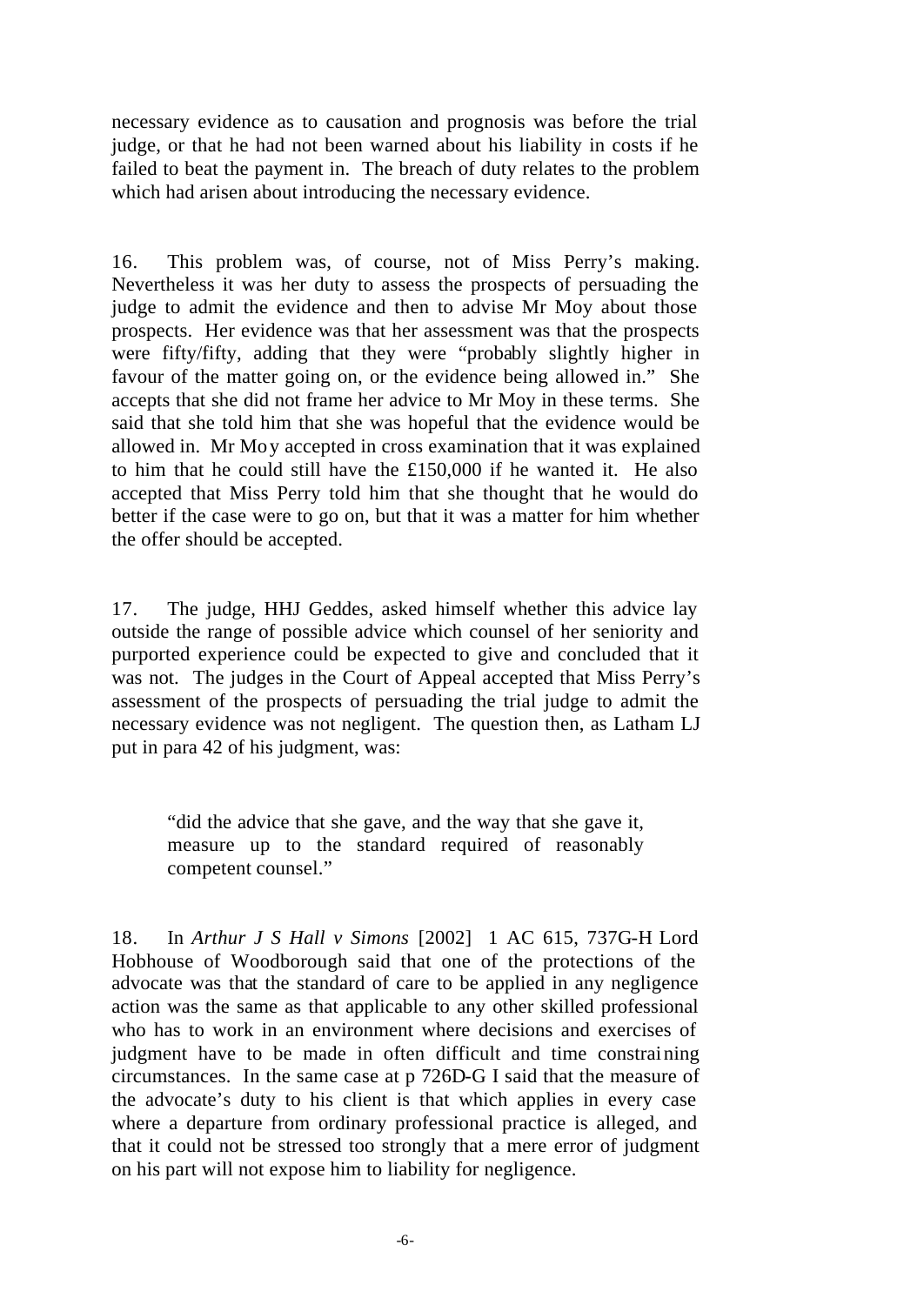necessary evidence as to causation and prognosis was before the trial judge, or that he had not been warned about his liability in costs if he failed to beat the payment in. The breach of duty relates to the problem which had arisen about introducing the necessary evidence.

16. This problem was, of course, not of Miss Perry's making. Nevertheless it was her duty to assess the prospects of persuading the judge to admit the evidence and then to advise Mr Moy about those prospects. Her evidence was that her assessment was that the prospects were fifty/fifty, adding that they were "probably slightly higher in favour of the matter going on, or the evidence being allowed in." She accepts that she did not frame her advice to Mr Moy in these terms. She said that she told him that she was hopeful that the evidence would be allowed in. Mr Moy accepted in cross examination that it was explained to him that he could still have the £150,000 if he wanted it. He also accepted that Miss Perry told him that she thought that he would do better if the case were to go on, but that it was a matter for him whether the offer should be accepted.

17. The judge, HHJ Geddes, asked himself whether this advice lay outside the range of possible advice which counsel of her seniority and purported experience could be expected to give and concluded that it was not. The judges in the Court of Appeal accepted that Miss Perry's assessment of the prospects of persuading the trial judge to admit the necessary evidence was not negligent. The question then, as Latham LJ put in para 42 of his judgment, was:

> "did the advice that she gave, and the way that she gave it, measure up to the standard required of reasonably competent counsel."

18. In *Arthur J S Hall v Simons* [2002] 1 AC 615, 737G-H Lord Hobhouse of Woodborough said that one of the protections of the advocate was that the standard of care to be applied in any negligence action was the same as that applicable to any other skilled professional who has to work in an environment where decisions and exercises of judgment have to be made in often difficult and time constraining circumstances. In the same case at p 726D-G I said that the measure of the advocate's duty to his client is that which applies in every case where a departure from ordinary professional practice is alleged, and that it could not be stressed too strongly that a mere error of judgment on his part will not expose him to liability for negligence.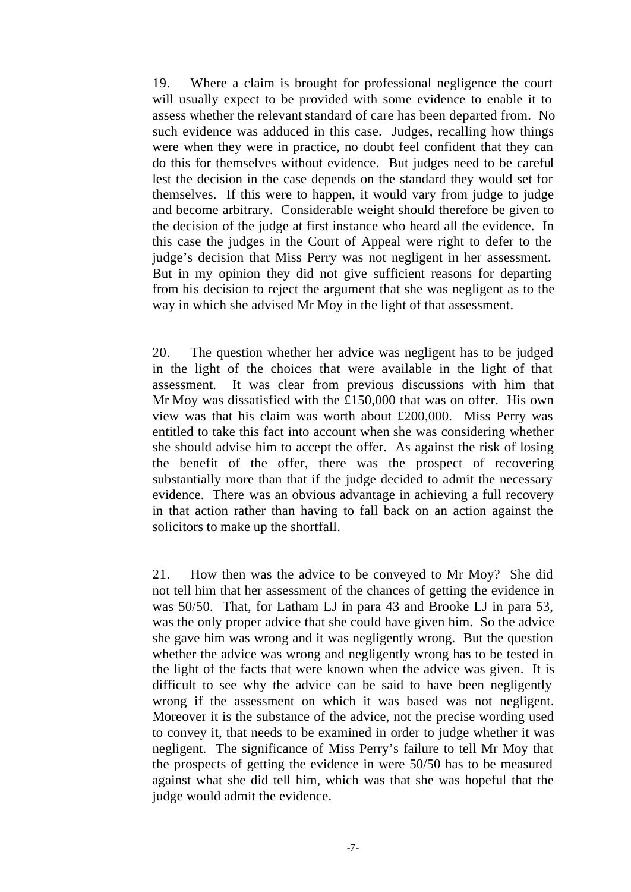19. Where a claim is brought for professional negligence the court will usually expect to be provided with some evidence to enable it to assess whether the relevant standard of care has been departed from. No such evidence was adduced in this case. Judges, recalling how things were when they were in practice, no doubt feel confident that they can do this for themselves without evidence. But judges need to be careful lest the decision in the case depends on the standard they would set for themselves. If this were to happen, it would vary from judge to judge and become arbitrary. Considerable weight should therefore be given to the decision of the judge at first instance who heard all the evidence. In this case the judges in the Court of Appeal were right to defer to the judge's decision that Miss Perry was not negligent in her assessment. But in my opinion they did not give sufficient reasons for departing from his decision to reject the argument that she was negligent as to the way in which she advised Mr Moy in the light of that assessment.

20. The question whether her advice was negligent has to be judged in the light of the choices that were available in the light of that assessment. It was clear from previous discussions with him that Mr Moy was dissatisfied with the £150,000 that was on offer. His own view was that his claim was worth about £200,000. Miss Perry was entitled to take this fact into account when she was considering whether she should advise him to accept the offer. As against the risk of losing the benefit of the offer, there was the prospect of recovering substantially more than that if the judge decided to admit the necessary evidence. There was an obvious advantage in achieving a full recovery in that action rather than having to fall back on an action against the solicitors to make up the shortfall.

21. How then was the advice to be conveyed to Mr Moy? She did not tell him that her assessment of the chances of getting the evidence in was 50/50. That, for Latham LJ in para 43 and Brooke LJ in para 53, was the only proper advice that she could have given him. So the advice she gave him was wrong and it was negligently wrong. But the question whether the advice was wrong and negligently wrong has to be tested in the light of the facts that were known when the advice was given. It is difficult to see why the advice can be said to have been negligently wrong if the assessment on which it was based was not negligent. Moreover it is the substance of the advice, not the precise wording used to convey it, that needs to be examined in order to judge whether it was negligent. The significance of Miss Perry's failure to tell Mr Moy that the prospects of getting the evidence in were 50/50 has to be measured against what she did tell him, which was that she was hopeful that the judge would admit the evidence.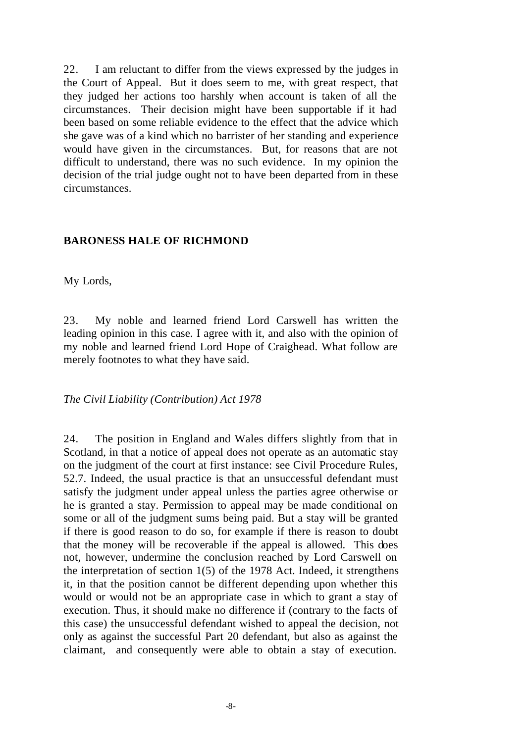22. I am reluctant to differ from the views expressed by the judges in the Court of Appeal. But it does seem to me, with great respect, that they judged her actions too harshly when account is taken of all the circumstances. Their decision might have been supportable if it had been based on some reliable evidence to the effect that the advice which she gave was of a kind which no barrister of her standing and experience would have given in the circumstances. But, for reasons that are not difficult to understand, there was no such evidence. In my opinion the decision of the trial judge ought not to have been departed from in these circumstances.

## BARONESS HALE OF RICHMOND

My Lords,

23. My noble and learned friend Lord Carswell has written the leading opinion in this case. I agree with it, and also with the opinion of my noble and learned friend Lord Hope of Craighead. What follow are merely footnotes to what they have said.

*The Civil Liability (Contribution) Act 1978*

24. The position in England and Wales differs slightly from that in Scotland, in that a notice of appeal does not operate as an automatic stay on the judgment of the court at first instance: see Civil Procedure Rules, 52.7. Indeed, the usual practice is that an unsuccessful defendant must satisfy the judgment under appeal unless the parties agree otherwise or he is granted a stay. Permission to appeal may be made conditional on some or all of the judgment sums being paid. But a stay will be granted if there is good reason to do so, for example if there is reason to doubt that the money will be recoverable if the appeal is allowed. This does not, however, undermine the conclusion reached by Lord Carswell on the interpretation of section 1(5) of the 1978 Act. Indeed, it strengthens it, in that the position cannot be different depending upon whether this would or would not be an appropriate case in which to grant a stay of execution. Thus, it should make no difference if (contrary to the facts of this case) the unsuccessful defendant wished to appeal the decision, not only as against the successful Part 20 defendant, but also as against the claimant, and consequently were able to obtain a stay of execution.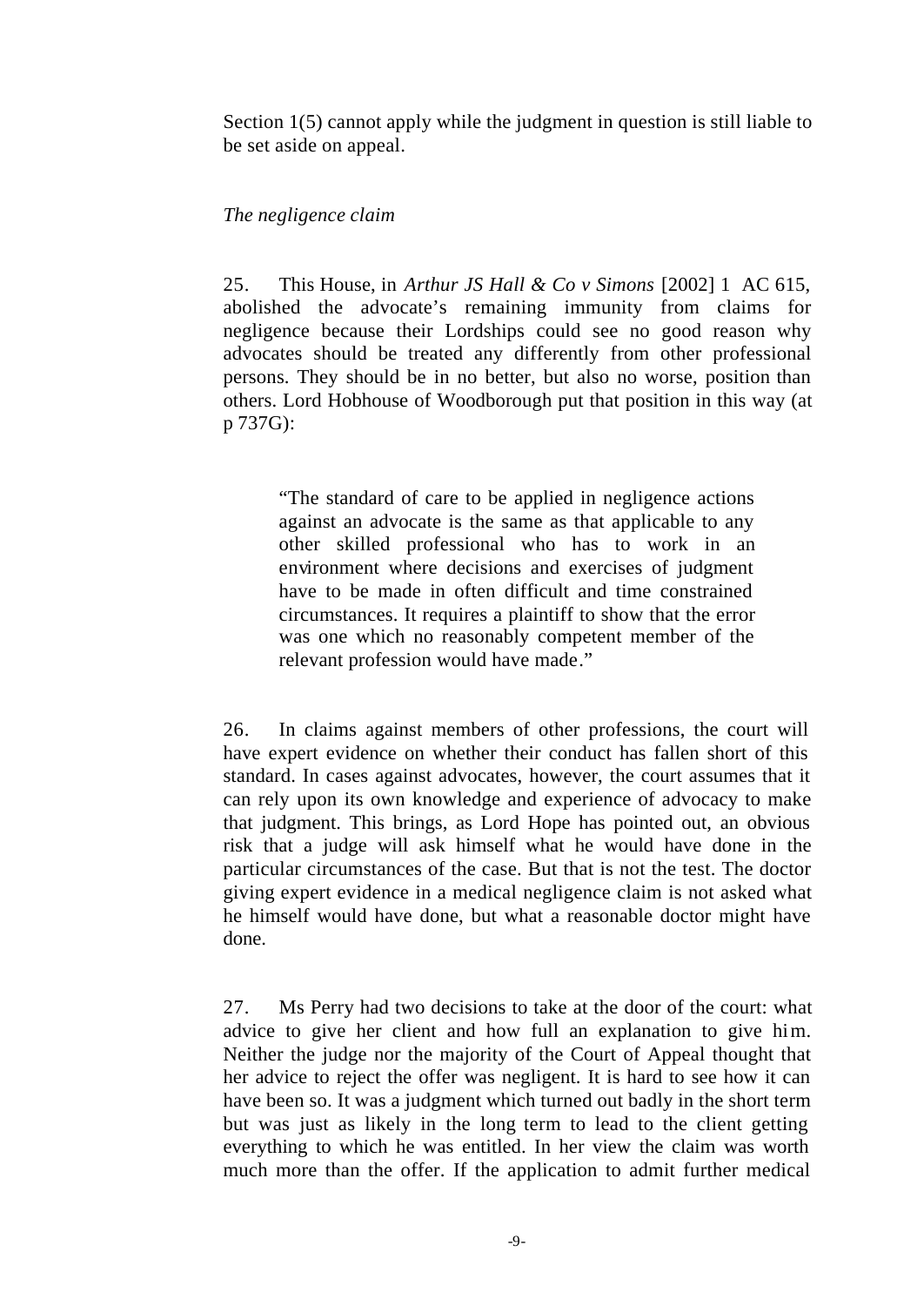Section 1(5) cannot apply while the judgment in question is still liable to be set aside on appeal.

*The negligence claim*

25. This House, in *Arthur JS Hall & Co v Simons* [2002] 1 AC 615, abolished the advocate's remaining immunity from claims for negligence because their Lordships could see no good reason why advocates should be treated any differently from other professional persons. They should be in no better, but also no worse, position than others. Lord Hobhouse of Woodborough put that position in this way (at p 737G):

> "The standard of care to be applied in negligence actions against an advocate is the same as that applicable to any other skilled professional who has to work in an environment where decisions and exercises of judgment have to be made in often difficult and time constrained circumstances. It requires a plaintiff to show that the error was one which no reasonably competent member of the relevant profession would have made."

26. In claims against members of other professions, the court will have expert evidence on whether their conduct has fallen short of this standard. In cases against advocates, however, the court assumes that it can rely upon its own knowledge and experience of advocacy to make that judgment. This brings, as Lord Hope has pointed out, an obvious risk that a judge will ask himself what he would have done in the particular circumstances of the case. But that is not the test. The doctor giving expert evidence in a medical negligence claim is not asked what he himself would have done, but what a reasonable doctor might have done.

27. Ms Perry had two decisions to take at the door of the court: what advice to give her client and how full an explanation to give him. Neither the judge nor the majority of the Court of Appeal thought that her advice to reject the offer was negligent. It is hard to see how it can have been so. It was a judgment which turned out badly in the short term but was just as likely in the long term to lead to the client getting everything to which he was entitled. In her view the claim was worth much more than the offer. If the application to admit further medical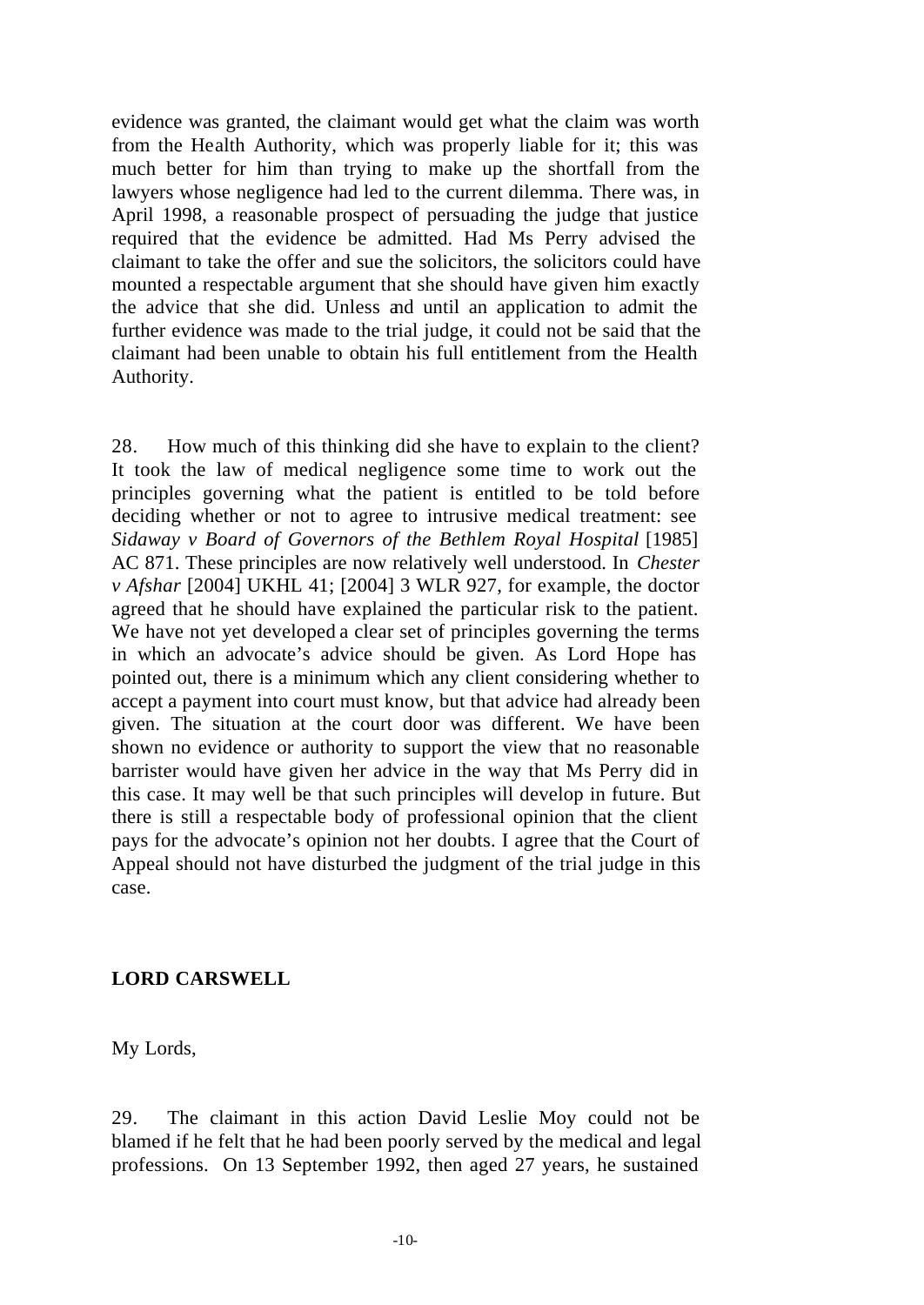evidence was granted, the claimant would get what the claim was worth from the Health Authority, which was properly liable for it; this was much better for him than trying to make up the shortfall from the lawyers whose negligence had led to the current dilemma. There was, in April 1998, a reasonable prospect of persuading the judge that justice required that the evidence be admitted. Had Ms Perry advised the claimant to take the offer and sue the solicitors, the solicitors could have mounted a respectable argument that she should have given him exactly the advice that she did. Unless and until an application to admit the further evidence was made to the trial judge, it could not be said that the claimant had been unable to obtain his full entitlement from the Health Authority.

28. How much of this thinking did she have to explain to the client? It took the law of medical negligence some time to work out the principles governing what the patient is entitled to be told before deciding whether or not to agree to intrusive medical treatment: see *Sidaway v Board of Governors of the Bethlem Royal Hospital* [1985] AC 871. These principles are now relatively well understood. In *Chester v Afshar* [2004] UKHL 41; [2004] 3 WLR 927, for example, the doctor agreed that he should have explained the particular risk to the patient. We have not yet developed a clear set of principles governing the terms in which an advocate's advice should be given. As Lord Hope has pointed out, there is a minimum which any client considering whether to accept a payment into court must know, but that advice had already been given. The situation at the court door was different. We have been shown no evidence or authority to support the view that no reasonable barrister would have given her advice in the way that Ms Perry did in this case. It may well be that such principles will develop in future. But there is still a respectable body of professional opinion that the client pays for the advocate's opinion not her doubts. I agree that the Court of Appeal should not have disturbed the judgment of the trial judge in this case.

**LORD CARSWELL**

My Lords,

29. The claimant in this action David Leslie Moy could not be blamed if he felt that he had been poorly served by the medical and legal professions. On 13 September 1992, then aged 27 years, he sustained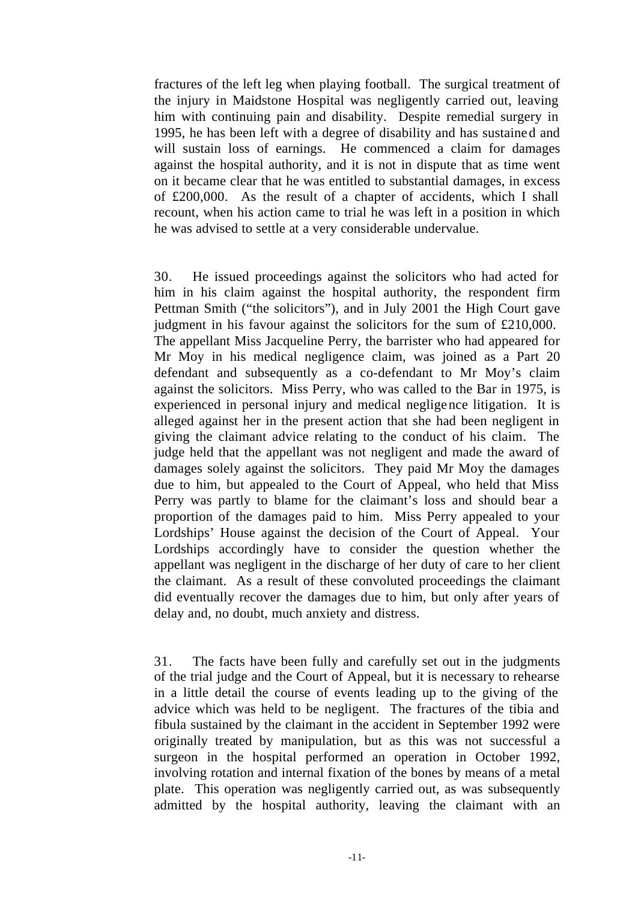fractures of the left leg when playing football. The surgical treatment of the injury in Maidstone Hospital was negligently carried out, leaving him with continuing pain and disability. Despite remedial surgery in 1995, he has been left with a degree of disability and has sustained and will sustain loss of earnings. He commenced a claim for damages against the hospital authority, and it is not in dispute that as time went on it became clear that he was entitled to substantial damages, in excess of £200,000. As the result of a chapter of accidents, which I shall recount, when his action came to trial he was left in a position in which he was advised to settle at a very considerable undervalue.

30. He issued proceedings against the solicitors who had acted for him in his claim against the hospital authority, the respondent firm Pettman Smith ("the solicitors"), and in July 2001 the High Court gave judgment in his favour against the solicitors for the sum of £210,000. The appellant Miss Jacqueline Perry, the barrister who had appeared for Mr Moy in his medical negligence claim, was joined as a Part 20 defendant and subsequently as a co-defendant to Mr Moy's claim against the solicitors. Miss Perry, who was called to the Bar in 1975, is experienced in personal injury and medical negligence litigation. It is alleged against her in the present action that she had been negligent in giving the claimant advice relating to the conduct of his claim. The judge held that the appellant was not negligent and made the award of damages solely against the solicitors. They paid Mr Moy the damages due to him, but appealed to the Court of Appeal, who held that Miss Perry was partly to blame for the claimant's loss and should bear a proportion of the damages paid to him. Miss Perry appealed to your Lordships' House against the decision of the Court of Appeal. Your Lordships accordingly have to consider the question whether the appellant was negligent in the discharge of her duty of care to her client the claimant. As a result of these convoluted proceedings the claimant did eventually recover the damages due to him, but only after years of delay and, no doubt, much anxiety and distress.

31. The facts have been fully and carefully set out in the judgments of the trial judge and the Court of Appeal, but it is necessary to rehearse in a little detail the course of events leading up to the giving of the advice which was held to be negligent. The fractures of the tibia and fibula sustained by the claimant in the accident in September 1992 were originally treated by manipulation, but as this was not successful a surgeon in the hospital performed an operation in October 1992, involving rotation and internal fixation of the bones by means of a metal plate. This operation was negligently carried out, as was subsequently admitted by the hospital authority, leaving the claimant with an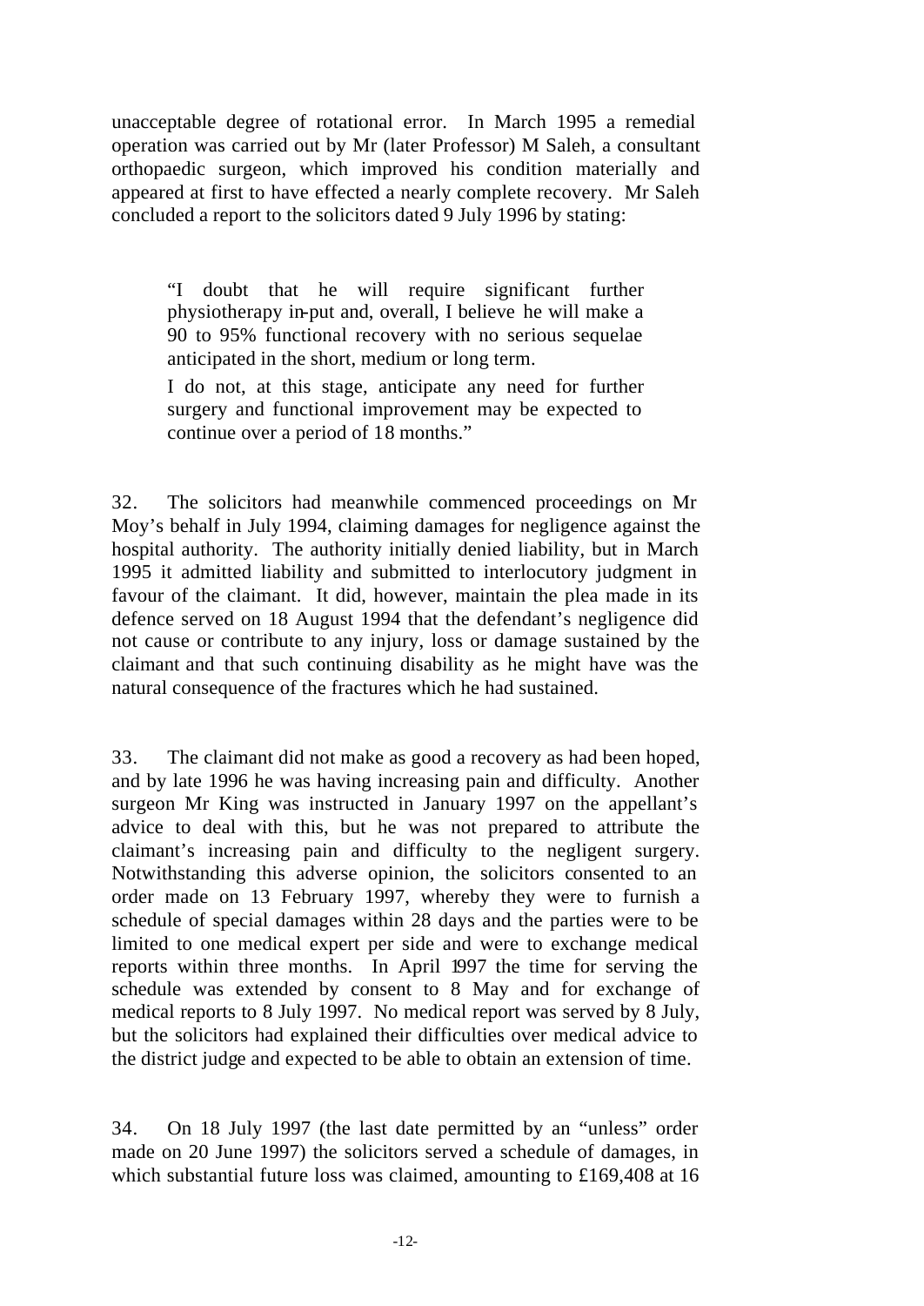unacceptable degree of rotational error. In March 1995 a remedial operation was carried out by Mr (later Professor) M Saleh, a consultant orthopaedic surgeon, which improved his condition materially and appeared at first to have effected a nearly complete recovery. Mr Saleh concluded a report to the solicitors dated 9 July 1996 by stating:

> "I doubt that he will require significant further physiotherapy in-put and, overall, I believe he will make a 90 to 95% functional recovery with no serious sequelae anticipated in the short, medium or long term.
>
> I do not, at this stage, anticipate any need for further surgery and functional improvement may be expected to continue over a period of 18 months."

32. The solicitors had meanwhile commenced proceedings on Mr Moy's behalf in July 1994, claiming damages for negligence against the hospital authority. The authority initially denied liability, but in March 1995 it admitted liability and submitted to interlocutory judgment in favour of the claimant. It did, however, maintain the plea made in its defence served on 18 August 1994 that the defendant's negligence did not cause or contribute to any injury, loss or damage sustained by the claimant and that such continuing disability as he might have was the natural consequence of the fractures which he had sustained.

33. The claimant did not make as good a recovery as had been hoped, and by late 1996 he was having increasing pain and difficulty. Another surgeon Mr King was instructed in January 1997 on the appellant's advice to deal with this, but he was not prepared to attribute the claimant's increasing pain and difficulty to the negligent surgery. Notwithstanding this adverse opinion, the solicitors consented to an order made on 13 February 1997, whereby they were to furnish a schedule of special damages within 28 days and the parties were to be limited to one medical expert per side and were to exchange medical reports within three months. In April 1997 the time for serving the schedule was extended by consent to 8 May and for exchange of medical reports to 8 July 1997. No medical report was served by 8 July, but the solicitors had explained their difficulties over medical advice to the district judge and expected to be able to obtain an extension of time.

34. On 18 July 1997 (the last date permitted by an "unless" order made on 20 June 1997) the solicitors served a schedule of damages, in which substantial future loss was claimed, amounting to £169,408 at 16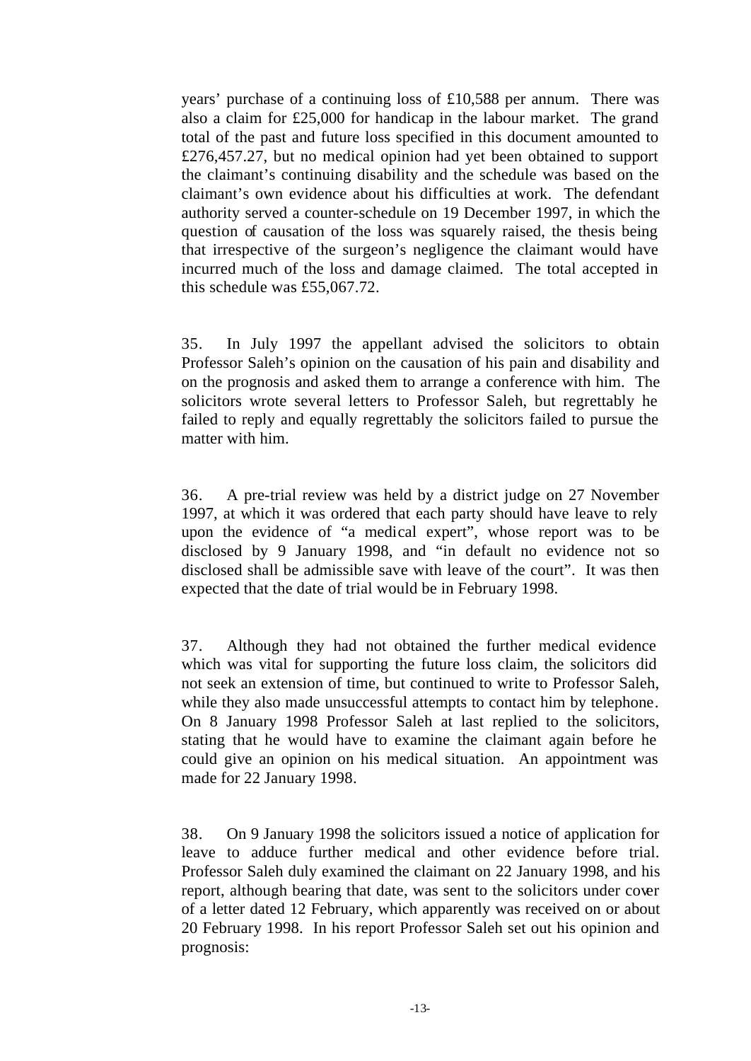years' purchase of a continuing loss of £10,588 per annum. There was also a claim for £25,000 for handicap in the labour market. The grand total of the past and future loss specified in this document amounted to £276,457.27, but no medical opinion had yet been obtained to support the claimant's continuing disability and the schedule was based on the claimant's own evidence about his difficulties at work. The defendant authority served a counter-schedule on 19 December 1997, in which the question of causation of the loss was squarely raised, the thesis being that irrespective of the surgeon's negligence the claimant would have incurred much of the loss and damage claimed. The total accepted in this schedule was £55,067.72.

35. In July 1997 the appellant advised the solicitors to obtain Professor Saleh's opinion on the causation of his pain and disability and on the prognosis and asked them to arrange a conference with him. The solicitors wrote several letters to Professor Saleh, but regrettably he failed to reply and equally regrettably the solicitors failed to pursue the matter with him.

36. A pre-trial review was held by a district judge on 27 November 1997, at which it was ordered that each party should have leave to rely upon the evidence of "a medical expert", whose report was to be disclosed by 9 January 1998, and "in default no evidence not so disclosed shall be admissible save with leave of the court". It was then expected that the date of trial would be in February 1998.

37. Although they had not obtained the further medical evidence which was vital for supporting the future loss claim, the solicitors did not seek an extension of time, but continued to write to Professor Saleh, while they also made unsuccessful attempts to contact him by telephone. On 8 January 1998 Professor Saleh at last replied to the solicitors, stating that he would have to examine the claimant again before he could give an opinion on his medical situation. An appointment was made for 22 January 1998.

38. On 9 January 1998 the solicitors issued a notice of application for leave to adduce further medical and other evidence before trial. Professor Saleh duly examined the claimant on 22 January 1998, and his report, although bearing that date, was sent to the solicitors under cover of a letter dated 12 February, which apparently was received on or about 20 February 1998. In his report Professor Saleh set out his opinion and prognosis: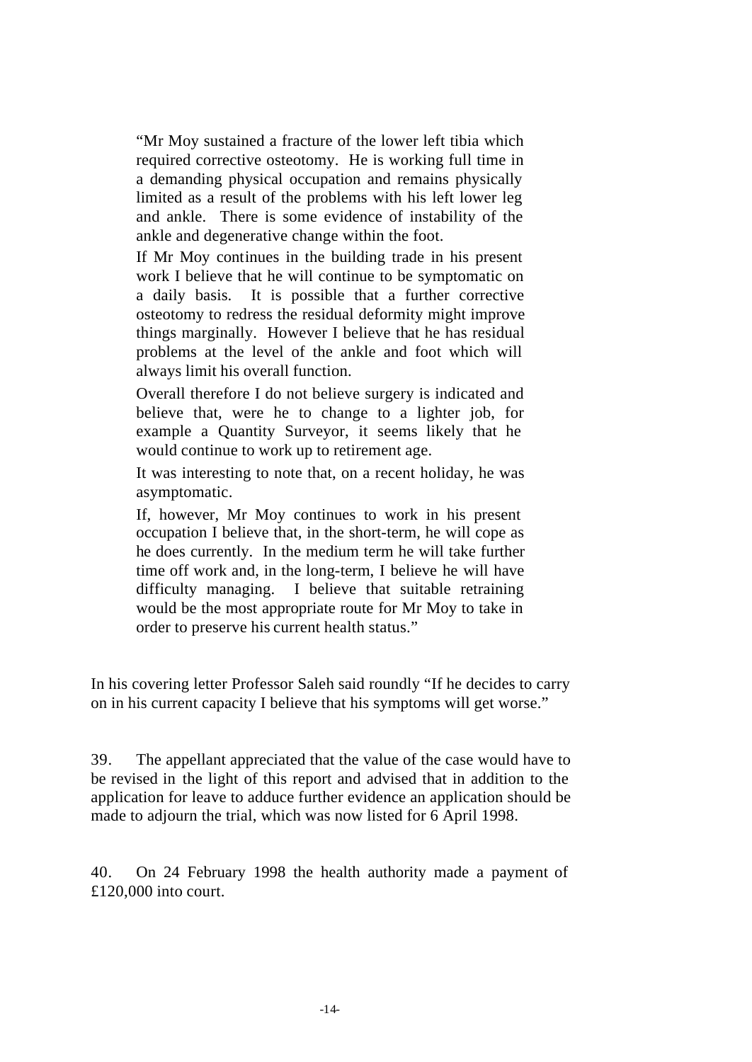> "Mr Moy sustained a fracture of the lower left tibia which required corrective osteotomy. He is working full time in a demanding physical occupation and remains physically limited as a result of the problems with his left lower leg and ankle. There is some evidence of instability of the ankle and degenerative change within the foot.
>
> If Mr Moy continues in the building trade in his present work I believe that he will continue to be symptomatic on a daily basis. It is possible that a further corrective osteotomy to redress the residual deformity might improve things marginally. However I believe that he has residual problems at the level of the ankle and foot which will always limit his overall function.
>
> Overall therefore I do not believe surgery is indicated and believe that, were he to change to a lighter job, for example a Quantity Surveyor, it seems likely that he would continue to work up to retirement age.
>
> It was interesting to note that, on a recent holiday, he was asymptomatic.
>
> If, however, Mr Moy continues to work in his present occupation I believe that, in the short-term, he will cope as he does currently. In the medium term he will take further time off work and, in the long-term, I believe he will have difficulty managing. I believe that suitable retraining would be the most appropriate route for Mr Moy to take in order to preserve his current health status."

In his covering letter Professor Saleh said roundly "If he decides to carry on in his current capacity I believe that his symptoms will get worse."

39. The appellant appreciated that the value of the case would have to be revised in the light of this report and advised that in addition to the application for leave to adduce further evidence an application should be made to adjourn the trial, which was now listed for 6 April 1998.

40. On 24 February 1998 the health authority made a payment of £120,000 into court.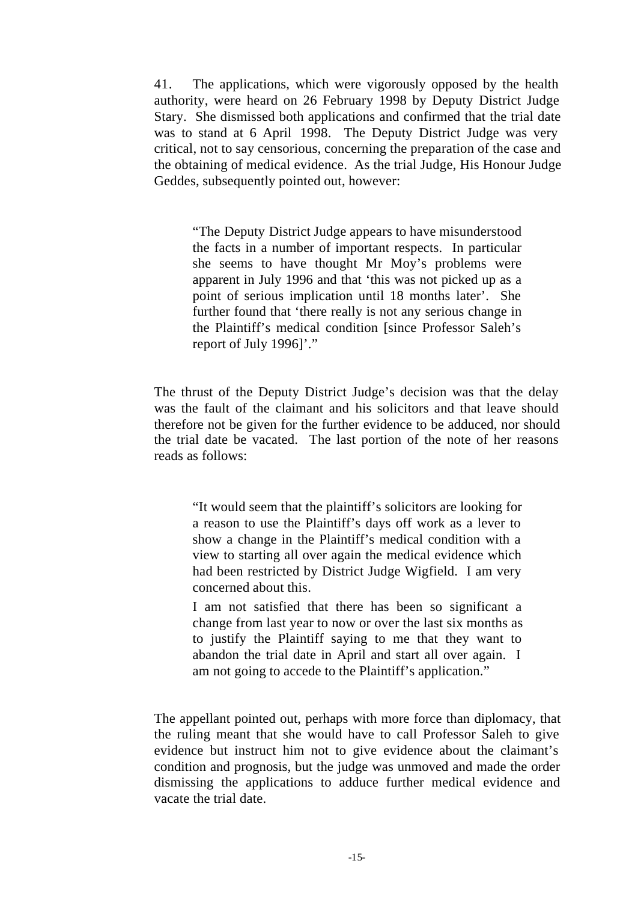41. The applications, which were vigorously opposed by the health authority, were heard on 26 February 1998 by Deputy District Judge Stary. She dismissed both applications and confirmed that the trial date was to stand at 6 April 1998. The Deputy District Judge was very critical, not to say censorious, concerning the preparation of the case and the obtaining of medical evidence. As the trial Judge, His Honour Judge Geddes, subsequently pointed out, however:

> "The Deputy District Judge appears to have misunderstood the facts in a number of important respects. In particular she seems to have thought Mr Moy's problems were apparent in July 1996 and that 'this was not picked up as a point of serious implication until 18 months later'. She further found that 'there really is not any serious change in the Plaintiff's medical condition [since Professor Saleh's report of July 1996]'."

The thrust of the Deputy District Judge's decision was that the delay was the fault of the claimant and his solicitors and that leave should therefore not be given for the further evidence to be adduced, nor should the trial date be vacated. The last portion of the note of her reasons reads as follows:

> "It would seem that the plaintiff's solicitors are looking for a reason to use the Plaintiff's days off work as a lever to show a change in the Plaintiff's medical condition with a view to starting all over again the medical evidence which had been restricted by District Judge Wigfield. I am very concerned about this.
>
> I am not satisfied that there has been so significant a change from last year to now or over the last six months as to justify the Plaintiff saying to me that they want to abandon the trial date in April and start all over again. I am not going to accede to the Plaintiff's application."

The appellant pointed out, perhaps with more force than diplomacy, that the ruling meant that she would have to call Professor Saleh to give evidence but instruct him not to give evidence about the claimant's condition and prognosis, but the judge was unmoved and made the order dismissing the applications to adduce further medical evidence and vacate the trial date.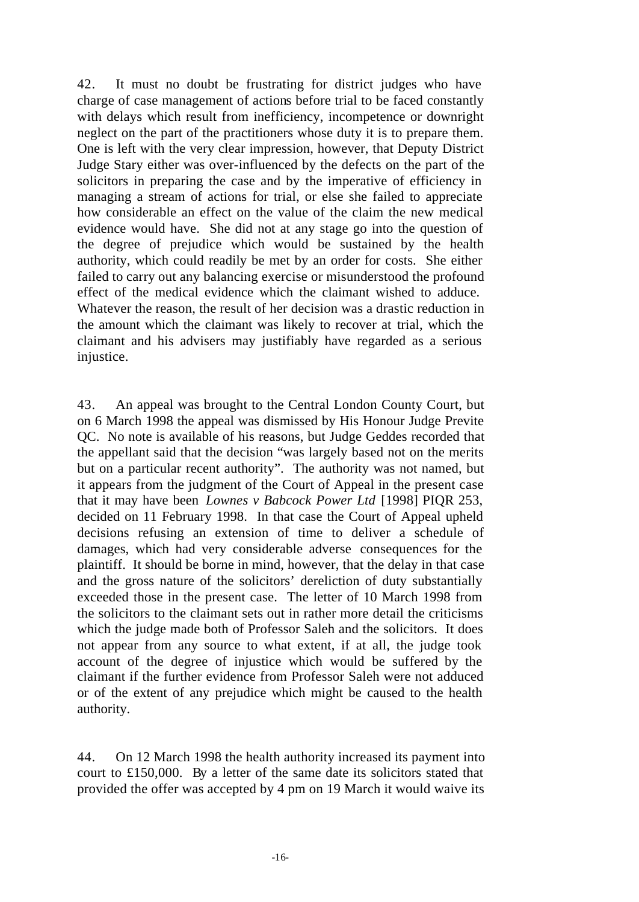42. It must no doubt be frustrating for district judges who have charge of case management of actions before trial to be faced constantly with delays which result from inefficiency, incompetence or downright neglect on the part of the practitioners whose duty it is to prepare them. One is left with the very clear impression, however, that Deputy District Judge Stary either was over-influenced by the defects on the part of the solicitors in preparing the case and by the imperative of efficiency in managing a stream of actions for trial, or else she failed to appreciate how considerable an effect on the value of the claim the new medical evidence would have. She did not at any stage go into the question of the degree of prejudice which would be sustained by the health authority, which could readily be met by an order for costs. She either failed to carry out any balancing exercise or misunderstood the profound effect of the medical evidence which the claimant wished to adduce. Whatever the reason, the result of her decision was a drastic reduction in the amount which the claimant was likely to recover at trial, which the claimant and his advisers may justifiably have regarded as a serious injustice.

43. An appeal was brought to the Central London County Court, but on 6 March 1998 the appeal was dismissed by His Honour Judge Previte QC. No note is available of his reasons, but Judge Geddes recorded that the appellant said that the decision "was largely based not on the merits but on a particular recent authority". The authority was not named, but it appears from the judgment of the Court of Appeal in the present case that it may have been *Lownes v Babcock Power Ltd* [1998] PIQR 253, decided on 11 February 1998. In that case the Court of Appeal upheld decisions refusing an extension of time to deliver a schedule of damages, which had very considerable adverse consequences for the plaintiff. It should be borne in mind, however, that the delay in that case and the gross nature of the solicitors' dereliction of duty substantially exceeded those in the present case. The letter of 10 March 1998 from the solicitors to the claimant sets out in rather more detail the criticisms which the judge made both of Professor Saleh and the solicitors. It does not appear from any source to what extent, if at all, the judge took account of the degree of injustice which would be suffered by the claimant if the further evidence from Professor Saleh were not adduced or of the extent of any prejudice which might be caused to the health authority.

44. On 12 March 1998 the health authority increased its payment into court to £150,000. By a letter of the same date its solicitors stated that provided the offer was accepted by 4 pm on 19 March it would waive its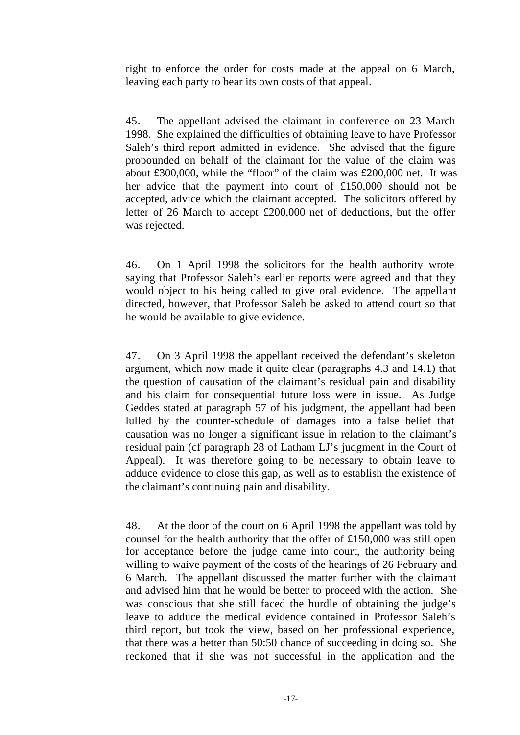right to enforce the order for costs made at the appeal on 6 March, leaving each party to bear its own costs of that appeal.

45. The appellant advised the claimant in conference on 23 March 1998. She explained the difficulties of obtaining leave to have Professor Saleh's third report admitted in evidence. She advised that the figure propounded on behalf of the claimant for the value of the claim was about £300,000, while the "floor" of the claim was £200,000 net. It was her advice that the payment into court of £150,000 should not be accepted, advice which the claimant accepted. The solicitors offered by letter of 26 March to accept £200,000 net of deductions, but the offer was rejected.

46. On 1 April 1998 the solicitors for the health authority wrote saying that Professor Saleh's earlier reports were agreed and that they would object to his being called to give oral evidence. The appellant directed, however, that Professor Saleh be asked to attend court so that he would be available to give evidence.

47. On 3 April 1998 the appellant received the defendant's skeleton argument, which now made it quite clear (paragraphs 4.3 and 14.1) that the question of causation of the claimant's residual pain and disability and his claim for consequential future loss were in issue. As Judge Geddes stated at paragraph 57 of his judgment, the appellant had been lulled by the counter-schedule of damages into a false belief that causation was no longer a significant issue in relation to the claimant's residual pain (cf paragraph 28 of Latham LJ's judgment in the Court of Appeal). It was therefore going to be necessary to obtain leave to adduce evidence to close this gap, as well as to establish the existence of the claimant's continuing pain and disability.

48. At the door of the court on 6 April 1998 the appellant was told by counsel for the health authority that the offer of £150,000 was still open for acceptance before the judge came into court, the authority being willing to waive payment of the costs of the hearings of 26 February and 6 March. The appellant discussed the matter further with the claimant and advised him that he would be better to proceed with the action. She was conscious that she still faced the hurdle of obtaining the judge's leave to adduce the medical evidence contained in Professor Saleh's third report, but took the view, based on her professional experience, that there was a better than 50:50 chance of succeeding in doing so. She reckoned that if she was not successful in the application and the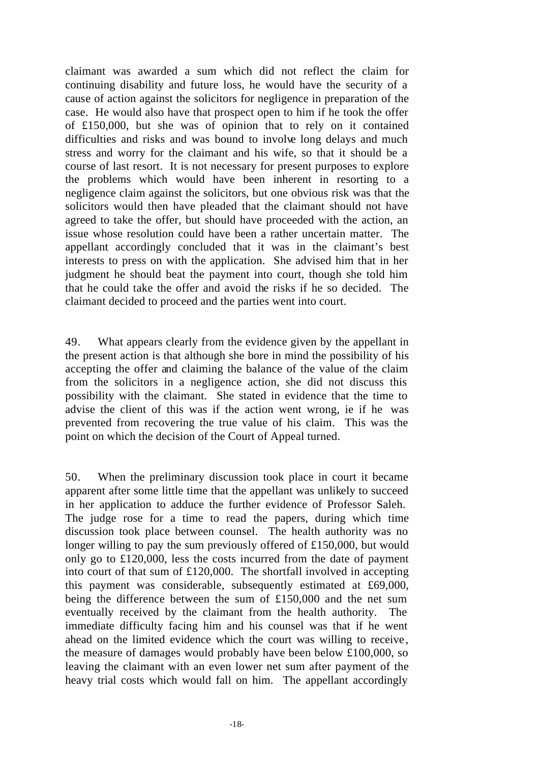claimant was awarded a sum which did not reflect the claim for continuing disability and future loss, he would have the security of a cause of action against the solicitors for negligence in preparation of the case. He would also have that prospect open to him if he took the offer of £150,000, but she was of opinion that to rely on it contained difficulties and risks and was bound to involve long delays and much stress and worry for the claimant and his wife, so that it should be a course of last resort. It is not necessary for present purposes to explore the problems which would have been inherent in resorting to a negligence claim against the solicitors, but one obvious risk was that the solicitors would then have pleaded that the claimant should not have agreed to take the offer, but should have proceeded with the action, an issue whose resolution could have been a rather uncertain matter. The appellant accordingly concluded that it was in the claimant's best interests to press on with the application. She advised him that in her judgment he should beat the payment into court, though she told him that he could take the offer and avoid the risks if he so decided. The claimant decided to proceed and the parties went into court.

49. What appears clearly from the evidence given by the appellant in the present action is that although she bore in mind the possibility of his accepting the offer and claiming the balance of the value of the claim from the solicitors in a negligence action, she did not discuss this possibility with the claimant. She stated in evidence that the time to advise the client of this was if the action went wrong, ie if he was prevented from recovering the true value of his claim. This was the point on which the decision of the Court of Appeal turned.

50. When the preliminary discussion took place in court it became apparent after some little time that the appellant was unlikely to succeed in her application to adduce the further evidence of Professor Saleh. The judge rose for a time to read the papers, during which time discussion took place between counsel. The health authority was no longer willing to pay the sum previously offered of £150,000, but would only go to £120,000, less the costs incurred from the date of payment into court of that sum of £120,000. The shortfall involved in accepting this payment was considerable, subsequently estimated at £69,000, being the difference between the sum of £150,000 and the net sum eventually received by the claimant from the health authority. The immediate difficulty facing him and his counsel was that if he went ahead on the limited evidence which the court was willing to receive, the measure of damages would probably have been below £100,000, so leaving the claimant with an even lower net sum after payment of the heavy trial costs which would fall on him. The appellant accordingly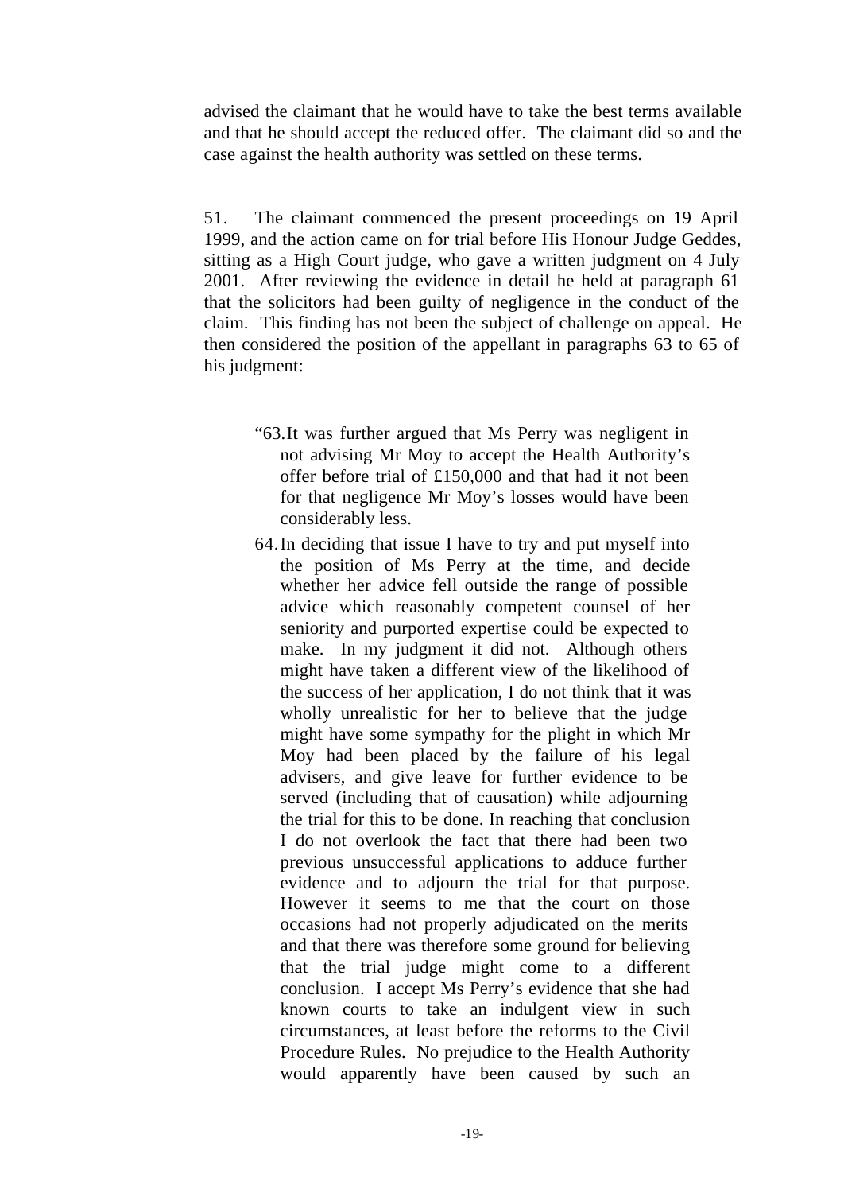advised the claimant that he would have to take the best terms available and that he should accept the reduced offer. The claimant did so and the case against the health authority was settled on these terms.

51. The claimant commenced the present proceedings on 19 April 1999, and the action came on for trial before His Honour Judge Geddes, sitting as a High Court judge, who gave a written judgment on 4 July 2001. After reviewing the evidence in detail he held at paragraph 61 that the solicitors had been guilty of negligence in the conduct of the claim. This finding has not been the subject of challenge on appeal. He then considered the position of the appellant in paragraphs 63 to 65 of his judgment:

> "63. It was further argued that Ms Perry was negligent in not advising Mr Moy to accept the Health Authority's offer before trial of £150,000 and that had it not been for that negligence Mr Moy's losses would have been considerably less.
>
> 64. In deciding that issue I have to try and put myself into the position of Ms Perry at the time, and decide whether her advice fell outside the range of possible advice which reasonably competent counsel of her seniority and purported expertise could be expected to make. In my judgment it did not. Although others might have taken a different view of the likelihood of the success of her application, I do not think that it was wholly unrealistic for her to believe that the judge might have some sympathy for the plight in which Mr Moy had been placed by the failure of his legal advisers, and give leave for further evidence to be served (including that of causation) while adjourning the trial for this to be done. In reaching that conclusion I do not overlook the fact that there had been two previous unsuccessful applications to adduce further evidence and to adjourn the trial for that purpose. However it seems to me that the court on those occasions had not properly adjudicated on the merits and that there was therefore some ground for believing that the trial judge might come to a different conclusion. I accept Ms Perry's evidence that she had known courts to take an indulgent view in such circumstances, at least before the reforms to the Civil Procedure Rules. No prejudice to the Health Authority would apparently have been caused by such an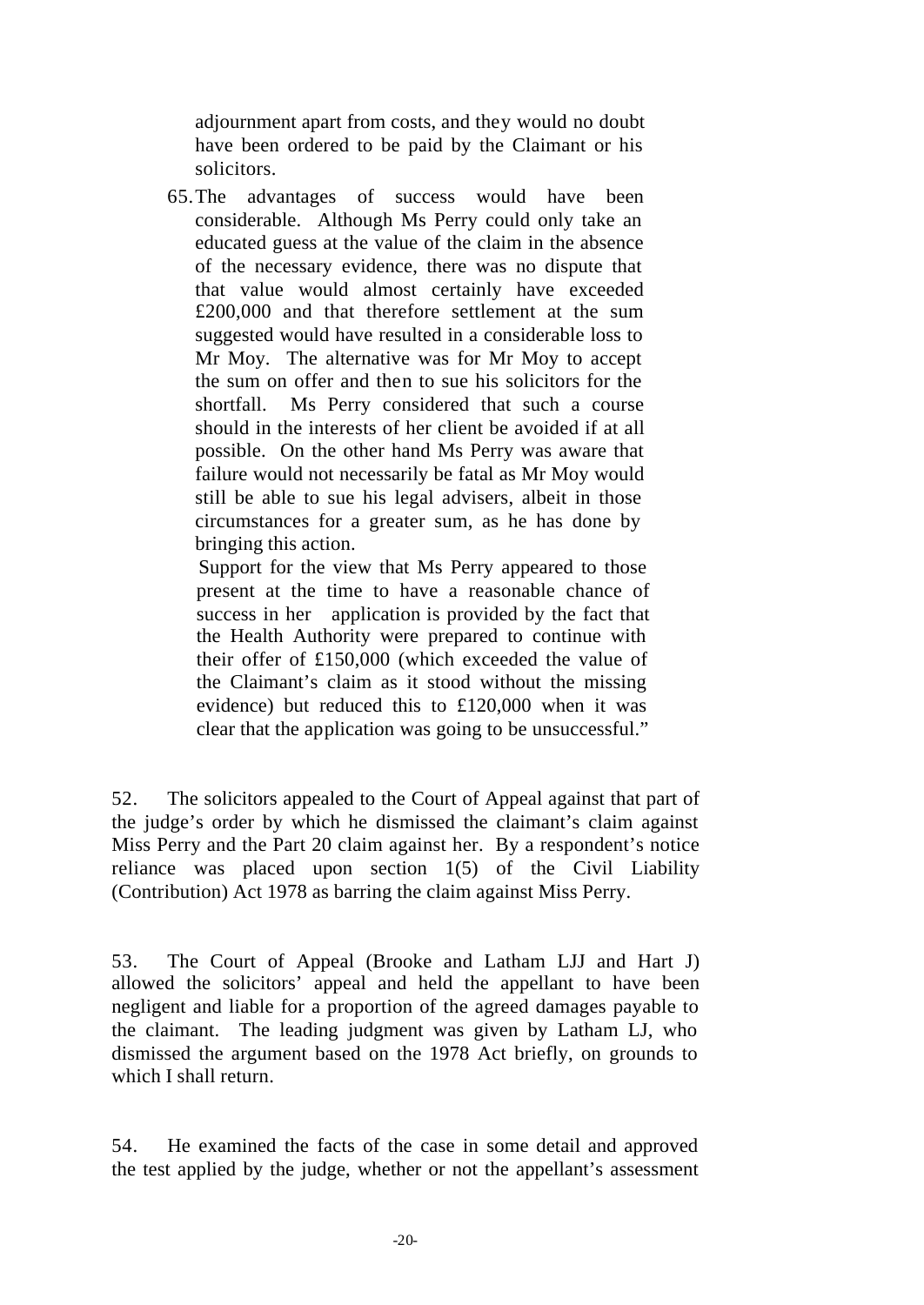> adjournment apart from costs, and they would no doubt have been ordered to be paid by the Claimant or his solicitors.
>
> 65. The advantages of success would have been considerable. Although Ms Perry could only take an educated guess at the value of the claim in the absence of the necessary evidence, there was no dispute that that value would almost certainly have exceeded £200,000 and that therefore settlement at the sum suggested would have resulted in a considerable loss to Mr Moy. The alternative was for Mr Moy to accept the sum on offer and then to sue his solicitors for the shortfall. Ms Perry considered that such a course should in the interests of her client be avoided if at all possible. On the other hand Ms Perry was aware that failure would not necessarily be fatal as Mr Moy would still be able to sue his legal advisers, albeit in those circumstances for a greater sum, as he has done by bringing this action.
>
> Support for the view that Ms Perry appeared to those present at the time to have a reasonable chance of success in her application is provided by the fact that the Health Authority were prepared to continue with their offer of £150,000 (which exceeded the value of the Claimant's claim as it stood without the missing evidence) but reduced this to £120,000 when it was clear that the application was going to be unsuccessful."

52. The solicitors appealed to the Court of Appeal against that part of the judge's order by which he dismissed the claimant's claim against Miss Perry and the Part 20 claim against her. By a respondent's notice reliance was placed upon section 1(5) of the Civil Liability (Contribution) Act 1978 as barring the claim against Miss Perry.

53. The Court of Appeal (Brooke and Latham LJJ and Hart J) allowed the solicitors' appeal and held the appellant to have been negligent and liable for a proportion of the agreed damages payable to the claimant. The leading judgment was given by Latham LJ, who dismissed the argument based on the 1978 Act briefly, on grounds to which I shall return.

54. He examined the facts of the case in some detail and approved the test applied by the judge, whether or not the appellant's assessment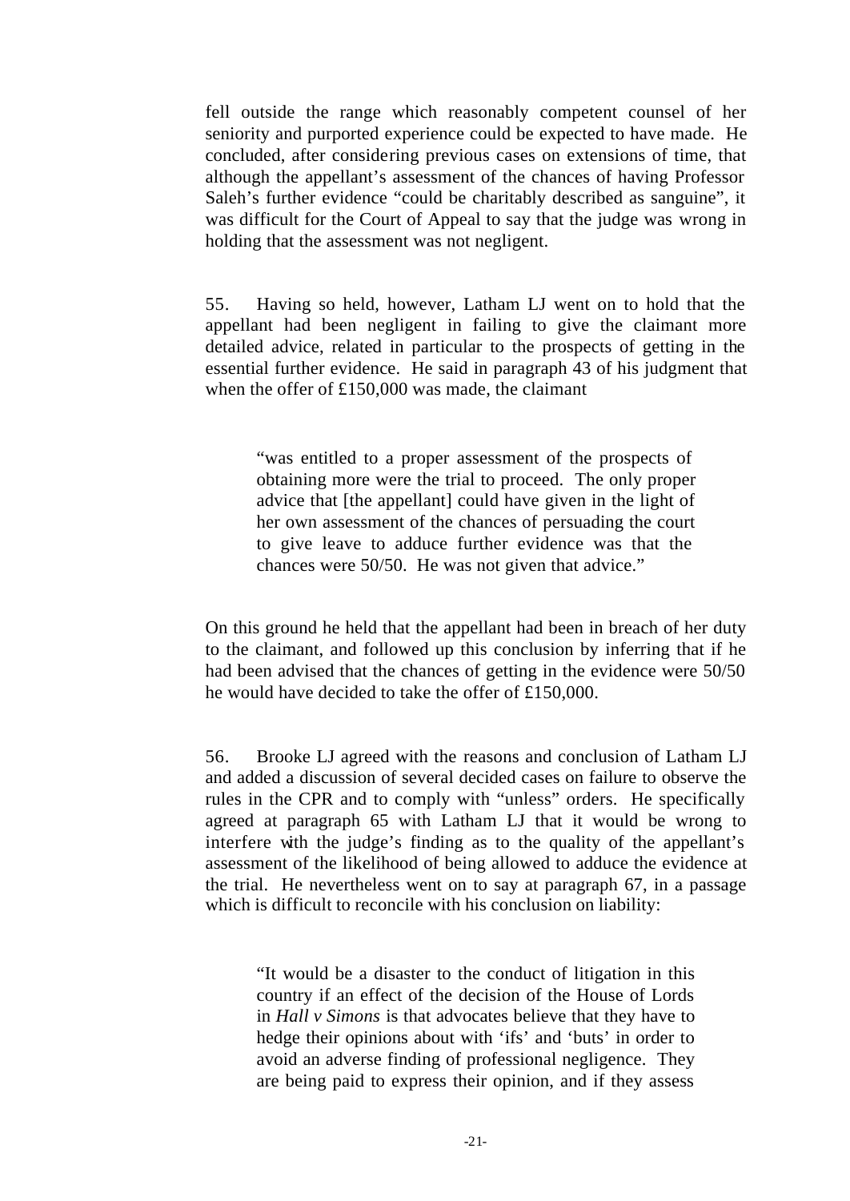fell outside the range which reasonably competent counsel of her seniority and purported experience could be expected to have made. He concluded, after considering previous cases on extensions of time, that although the appellant's assessment of the chances of having Professor Saleh's further evidence "could be charitably described as sanguine", it was difficult for the Court of Appeal to say that the judge was wrong in holding that the assessment was not negligent.

55. Having so held, however, Latham LJ went on to hold that the appellant had been negligent in failing to give the claimant more detailed advice, related in particular to the prospects of getting in the essential further evidence. He said in paragraph 43 of his judgment that when the offer of £150,000 was made, the claimant

> "was entitled to a proper assessment of the prospects of obtaining more were the trial to proceed. The only proper advice that [the appellant] could have given in the light of her own assessment of the chances of persuading the court to give leave to adduce further evidence was that the chances were 50/50. He was not given that advice."

On this ground he held that the appellant had been in breach of her duty to the claimant, and followed up this conclusion by inferring that if he had been advised that the chances of getting in the evidence were 50/50 he would have decided to take the offer of £150,000.

56. Brooke LJ agreed with the reasons and conclusion of Latham LJ and added a discussion of several decided cases on failure to observe the rules in the CPR and to comply with "unless" orders. He specifically agreed at paragraph 65 with Latham LJ that it would be wrong to interfere with the judge's finding as to the quality of the appellant's assessment of the likelihood of being allowed to adduce the evidence at the trial. He nevertheless went on to say at paragraph 67, in a passage which is difficult to reconcile with his conclusion on liability:

> "It would be a disaster to the conduct of litigation in this country if an effect of the decision of the House of Lords in *Hall v Simons* is that advocates believe that they have to hedge their opinions about with 'ifs' and 'buts' in order to avoid an adverse finding of professional negligence. They are being paid to express their opinion, and if they assess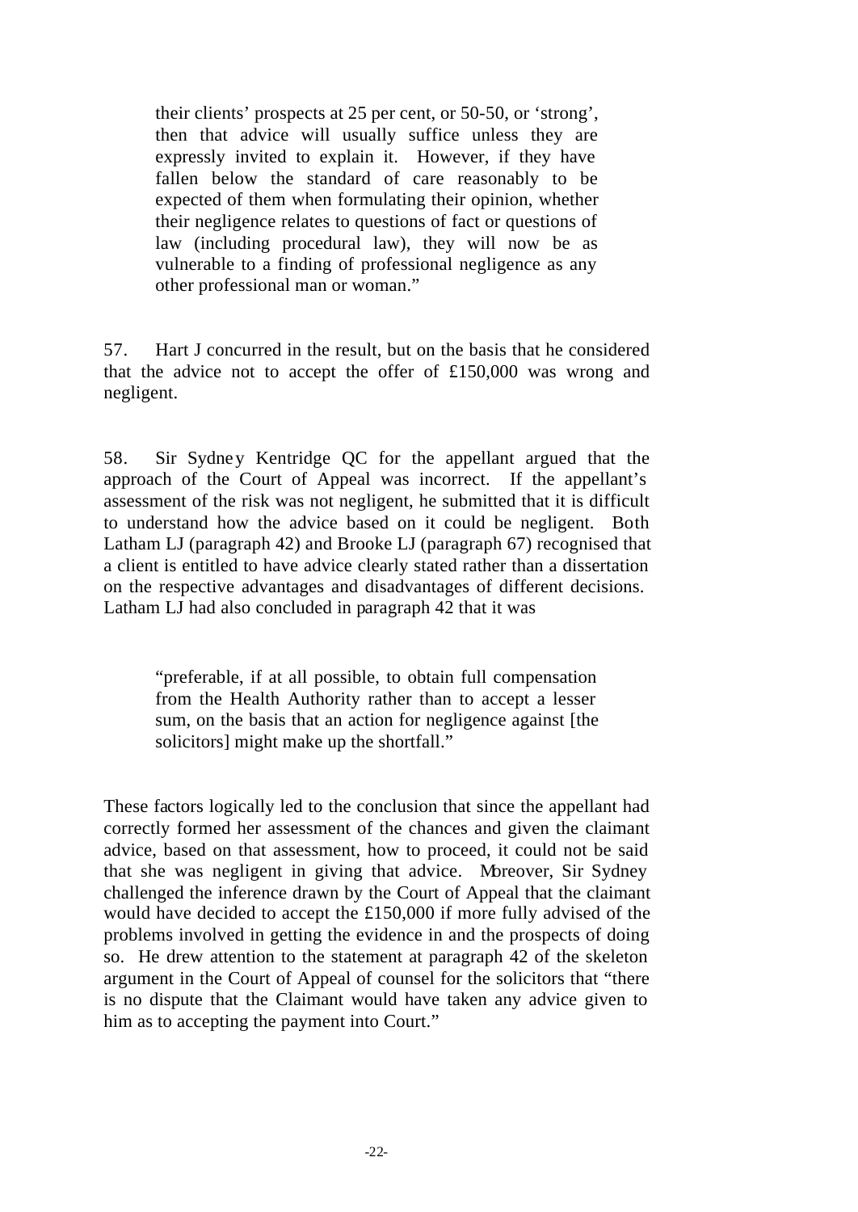> their clients' prospects at 25 per cent, or 50-50, or 'strong', then that advice will usually suffice unless they are expressly invited to explain it. However, if they have fallen below the standard of care reasonably to be expected of them when formulating their opinion, whether their negligence relates to questions of fact or questions of law (including procedural law), they will now be as vulnerable to a finding of professional negligence as any other professional man or woman."

57. Hart J concurred in the result, but on the basis that he considered that the advice not to accept the offer of £150,000 was wrong and negligent.

58. Sir Sydney Kentridge QC for the appellant argued that the approach of the Court of Appeal was incorrect. If the appellant's assessment of the risk was not negligent, he submitted that it is difficult to understand how the advice based on it could be negligent. Both Latham LJ (paragraph 42) and Brooke LJ (paragraph 67) recognised that a client is entitled to have advice clearly stated rather than a dissertation on the respective advantages and disadvantages of different decisions. Latham LJ had also concluded in paragraph 42 that it was

> "preferable, if at all possible, to obtain full compensation from the Health Authority rather than to accept a lesser sum, on the basis that an action for negligence against [the solicitors] might make up the shortfall."

These factors logically led to the conclusion that since the appellant had correctly formed her assessment of the chances and given the claimant advice, based on that assessment, how to proceed, it could not be said that she was negligent in giving that advice. Moreover, Sir Sydney challenged the inference drawn by the Court of Appeal that the claimant would have decided to accept the £150,000 if more fully advised of the problems involved in getting the evidence in and the prospects of doing so. He drew attention to the statement at paragraph 42 of the skeleton argument in the Court of Appeal of counsel for the solicitors that "there is no dispute that the Claimant would have taken any advice given to him as to accepting the payment into Court."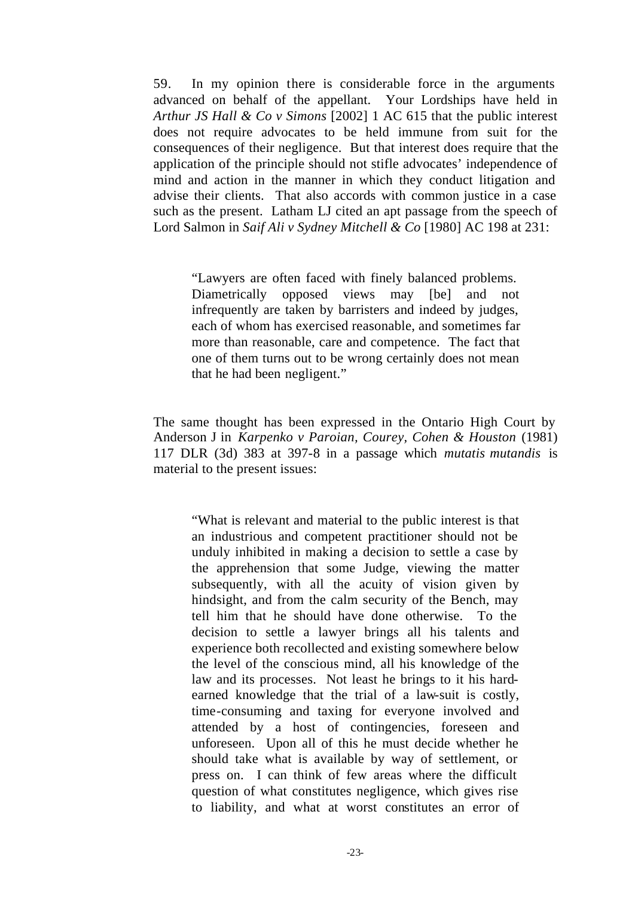59. In my opinion there is considerable force in the arguments advanced on behalf of the appellant. Your Lordships have held in *Arthur JS Hall & Co v Simons* [2002] 1 AC 615 that the public interest does not require advocates to be held immune from suit for the consequences of their negligence. But that interest does require that the application of the principle should not stifle advocates' independence of mind and action in the manner in which they conduct litigation and advise their clients. That also accords with common justice in a case such as the present. Latham LJ cited an apt passage from the speech of Lord Salmon in *Saif Ali v Sydney Mitchell & Co* [1980] AC 198 at 231:

> "Lawyers are often faced with finely balanced problems. Diametrically opposed views may [be] and not infrequently are taken by barristers and indeed by judges, each of whom has exercised reasonable, and sometimes far more than reasonable, care and competence. The fact that one of them turns out to be wrong certainly does not mean that he had been negligent."

The same thought has been expressed in the Ontario High Court by Anderson J in *Karpenko v Paroian, Courey, Cohen & Houston* (1981) 117 DLR (3d) 383 at 397-8 in a passage which *mutatis mutandis* is material to the present issues:

> "What is relevant and material to the public interest is that an industrious and competent practitioner should not be unduly inhibited in making a decision to settle a case by the apprehension that some Judge, viewing the matter subsequently, with all the acuity of vision given by hindsight, and from the calm security of the Bench, may tell him that he should have done otherwise. To the decision to settle a lawyer brings all his talents and experience both recollected and existing somewhere below the level of the conscious mind, all his knowledge of the law and its processes. Not least he brings to it his hard-earned knowledge that the trial of a law-suit is costly, time-consuming and taxing for everyone involved and attended by a host of contingencies, foreseen and unforeseen. Upon all of this he must decide whether he should take what is available by way of settlement, or press on. I can think of few areas where the difficult question of what constitutes negligence, which gives rise to liability, and what at worst constitutes an error of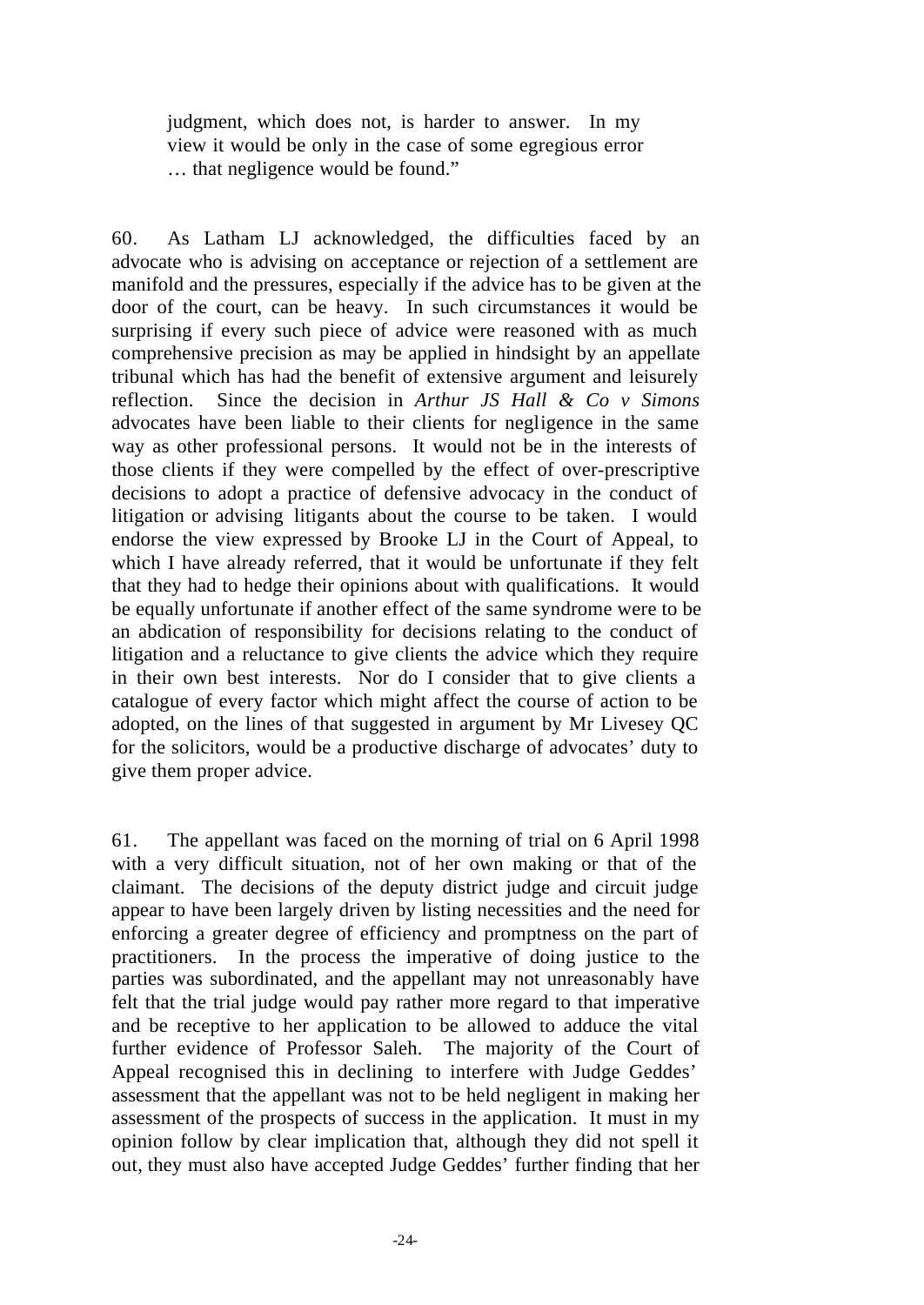> judgment, which does not, is harder to answer. In my view it would be only in the case of some egregious error … that negligence would be found."

60. As Latham LJ acknowledged, the difficulties faced by an advocate who is advising on acceptance or rejection of a settlement are manifold and the pressures, especially if the advice has to be given at the door of the court, can be heavy. In such circumstances it would be surprising if every such piece of advice were reasoned with as much comprehensive precision as may be applied in hindsight by an appellate tribunal which has had the benefit of extensive argument and leisurely reflection. Since the decision in *Arthur JS Hall & Co v Simons* advocates have been liable to their clients for negligence in the same way as other professional persons. It would not be in the interests of those clients if they were compelled by the effect of over-prescriptive decisions to adopt a practice of defensive advocacy in the conduct of litigation or advising litigants about the course to be taken. I would endorse the view expressed by Brooke LJ in the Court of Appeal, to which I have already referred, that it would be unfortunate if they felt that they had to hedge their opinions about with qualifications. It would be equally unfortunate if another effect of the same syndrome were to be an abdication of responsibility for decisions relating to the conduct of litigation and a reluctance to give clients the advice which they require in their own best interests. Nor do I consider that to give clients a catalogue of every factor which might affect the course of action to be adopted, on the lines of that suggested in argument by Mr Livesey QC for the solicitors, would be a productive discharge of advocates' duty to give them proper advice.

61. The appellant was faced on the morning of trial on 6 April 1998 with a very difficult situation, not of her own making or that of the claimant. The decisions of the deputy district judge and circuit judge appear to have been largely driven by listing necessities and the need for enforcing a greater degree of efficiency and promptness on the part of practitioners. In the process the imperative of doing justice to the parties was subordinated, and the appellant may not unreasonably have felt that the trial judge would pay rather more regard to that imperative and be receptive to her application to be allowed to adduce the vital further evidence of Professor Saleh. The majority of the Court of Appeal recognised this in declining to interfere with Judge Geddes' assessment that the appellant was not to be held negligent in making her assessment of the prospects of success in the application. It must in my opinion follow by clear implication that, although they did not spell it out, they must also have accepted Judge Geddes' further finding that her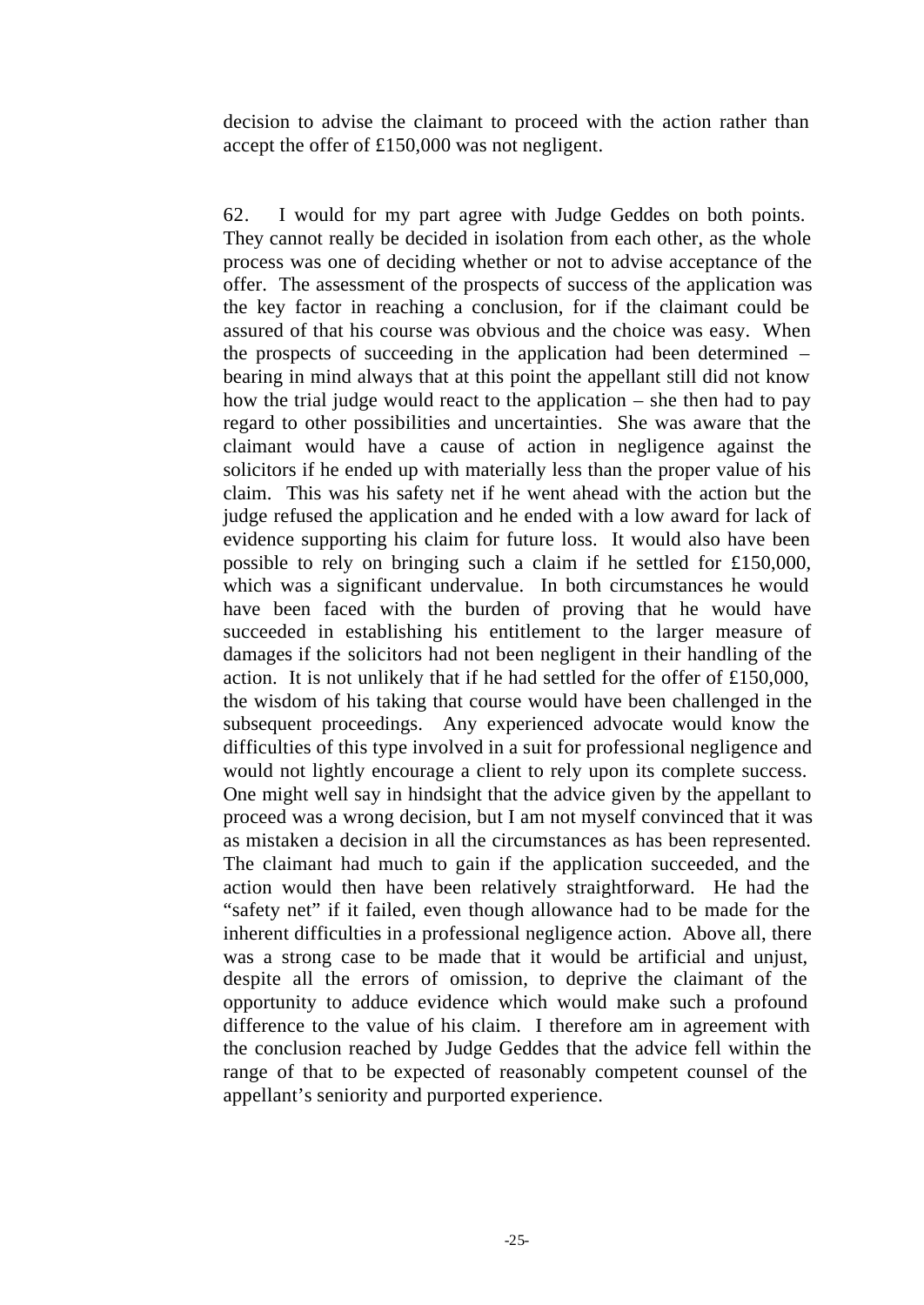decision to advise the claimant to proceed with the action rather than accept the offer of £150,000 was not negligent.

62. I would for my part agree with Judge Geddes on both points. They cannot really be decided in isolation from each other, as the whole process was one of deciding whether or not to advise acceptance of the offer. The assessment of the prospects of success of the application was the key factor in reaching a conclusion, for if the claimant could be assured of that his course was obvious and the choice was easy. When the prospects of succeeding in the application had been determined – bearing in mind always that at this point the appellant still did not know how the trial judge would react to the application – she then had to pay regard to other possibilities and uncertainties. She was aware that the claimant would have a cause of action in negligence against the solicitors if he ended up with materially less than the proper value of his claim. This was his safety net if he went ahead with the action but the judge refused the application and he ended with a low award for lack of evidence supporting his claim for future loss. It would also have been possible to rely on bringing such a claim if he settled for £150,000, which was a significant undervalue. In both circumstances he would have been faced with the burden of proving that he would have succeeded in establishing his entitlement to the larger measure of damages if the solicitors had not been negligent in their handling of the action. It is not unlikely that if he had settled for the offer of £150,000, the wisdom of his taking that course would have been challenged in the subsequent proceedings. Any experienced advocate would know the difficulties of this type involved in a suit for professional negligence and would not lightly encourage a client to rely upon its complete success. One might well say in hindsight that the advice given by the appellant to proceed was a wrong decision, but I am not myself convinced that it was as mistaken a decision in all the circumstances as has been represented. The claimant had much to gain if the application succeeded, and the action would then have been relatively straightforward. He had the "safety net" if it failed, even though allowance had to be made for the inherent difficulties in a professional negligence action. Above all, there was a strong case to be made that it would be artificial and unjust, despite all the errors of omission, to deprive the claimant of the opportunity to adduce evidence which would make such a profound difference to the value of his claim. I therefore am in agreement with the conclusion reached by Judge Geddes that the advice fell within the range of that to be expected of reasonably competent counsel of the appellant's seniority and purported experience.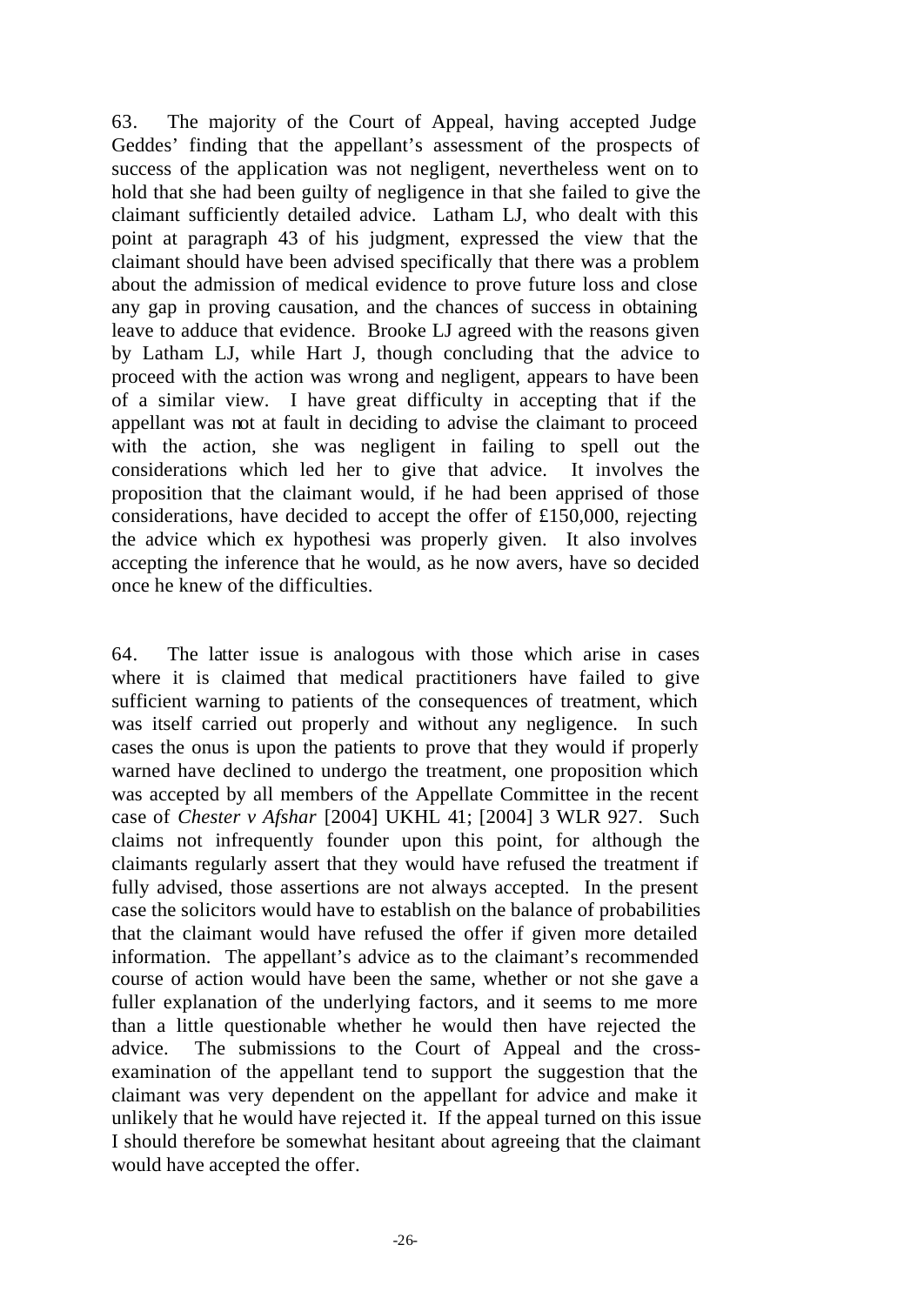63. The majority of the Court of Appeal, having accepted Judge Geddes' finding that the appellant's assessment of the prospects of success of the application was not negligent, nevertheless went on to hold that she had been guilty of negligence in that she failed to give the claimant sufficiently detailed advice. Latham LJ, who dealt with this point at paragraph 43 of his judgment, expressed the view that the claimant should have been advised specifically that there was a problem about the admission of medical evidence to prove future loss and close any gap in proving causation, and the chances of success in obtaining leave to adduce that evidence. Brooke LJ agreed with the reasons given by Latham LJ, while Hart J, though concluding that the advice to proceed with the action was wrong and negligent, appears to have been of a similar view. I have great difficulty in accepting that if the appellant was not at fault in deciding to advise the claimant to proceed with the action, she was negligent in failing to spell out the considerations which led her to give that advice. It involves the proposition that the claimant would, if he had been apprised of those considerations, have decided to accept the offer of £150,000, rejecting the advice which ex hypothesi was properly given. It also involves accepting the inference that he would, as he now avers, have so decided once he knew of the difficulties.

64. The latter issue is analogous with those which arise in cases where it is claimed that medical practitioners have failed to give sufficient warning to patients of the consequences of treatment, which was itself carried out properly and without any negligence. In such cases the onus is upon the patients to prove that they would if properly warned have declined to undergo the treatment, one proposition which was accepted by all members of the Appellate Committee in the recent case of *Chester v Afshar* [2004] UKHL 41; [2004] 3 WLR 927. Such claims not infrequently founder upon this point, for although the claimants regularly assert that they would have refused the treatment if fully advised, those assertions are not always accepted. In the present case the solicitors would have to establish on the balance of probabilities that the claimant would have refused the offer if given more detailed information. The appellant's advice as to the claimant's recommended course of action would have been the same, whether or not she gave a fuller explanation of the underlying factors, and it seems to me more than a little questionable whether he would then have rejected the advice. The submissions to the Court of Appeal and the cross-examination of the appellant tend to support the suggestion that the claimant was very dependent on the appellant for advice and make it unlikely that he would have rejected it. If the appeal turned on this issue I should therefore be somewhat hesitant about agreeing that the claimant would have accepted the offer.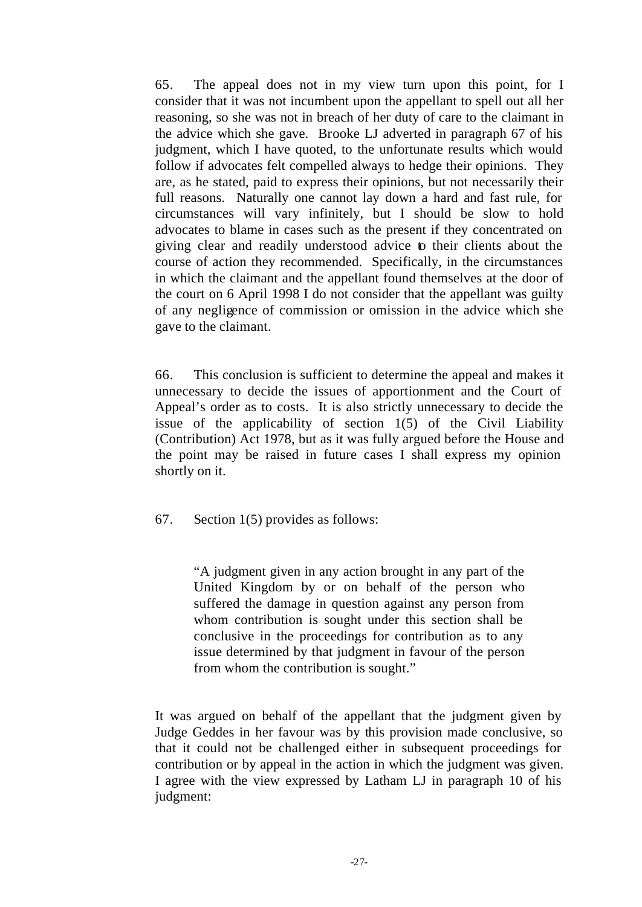65. The appeal does not in my view turn upon this point, for I consider that it was not incumbent upon the appellant to spell out all her reasoning, so she was not in breach of her duty of care to the claimant in the advice which she gave. Brooke LJ adverted in paragraph 67 of his judgment, which I have quoted, to the unfortunate results which would follow if advocates felt compelled always to hedge their opinions. They are, as he stated, paid to express their opinions, but not necessarily their full reasons. Naturally one cannot lay down a hard and fast rule, for circumstances will vary infinitely, but I should be slow to hold advocates to blame in cases such as the present if they concentrated on giving clear and readily understood advice to their clients about the course of action they recommended. Specifically, in the circumstances in which the claimant and the appellant found themselves at the door of the court on 6 April 1998 I do not consider that the appellant was guilty of any negligence of commission or omission in the advice which she gave to the claimant.

66. This conclusion is sufficient to determine the appeal and makes it unnecessary to decide the issues of apportionment and the Court of Appeal's order as to costs. It is also strictly unnecessary to decide the issue of the applicability of section 1(5) of the Civil Liability (Contribution) Act 1978, but as it was fully argued before the House and the point may be raised in future cases I shall express my opinion shortly on it.

67. Section 1(5) provides as follows:

> "A judgment given in any action brought in any part of the United Kingdom by or on behalf of the person who suffered the damage in question against any person from whom contribution is sought under this section shall be conclusive in the proceedings for contribution as to any issue determined by that judgment in favour of the person from whom the contribution is sought."

It was argued on behalf of the appellant that the judgment given by Judge Geddes in her favour was by this provision made conclusive, so that it could not be challenged either in subsequent proceedings for contribution or by appeal in the action in which the judgment was given. I agree with the view expressed by Latham LJ in paragraph 10 of his judgment: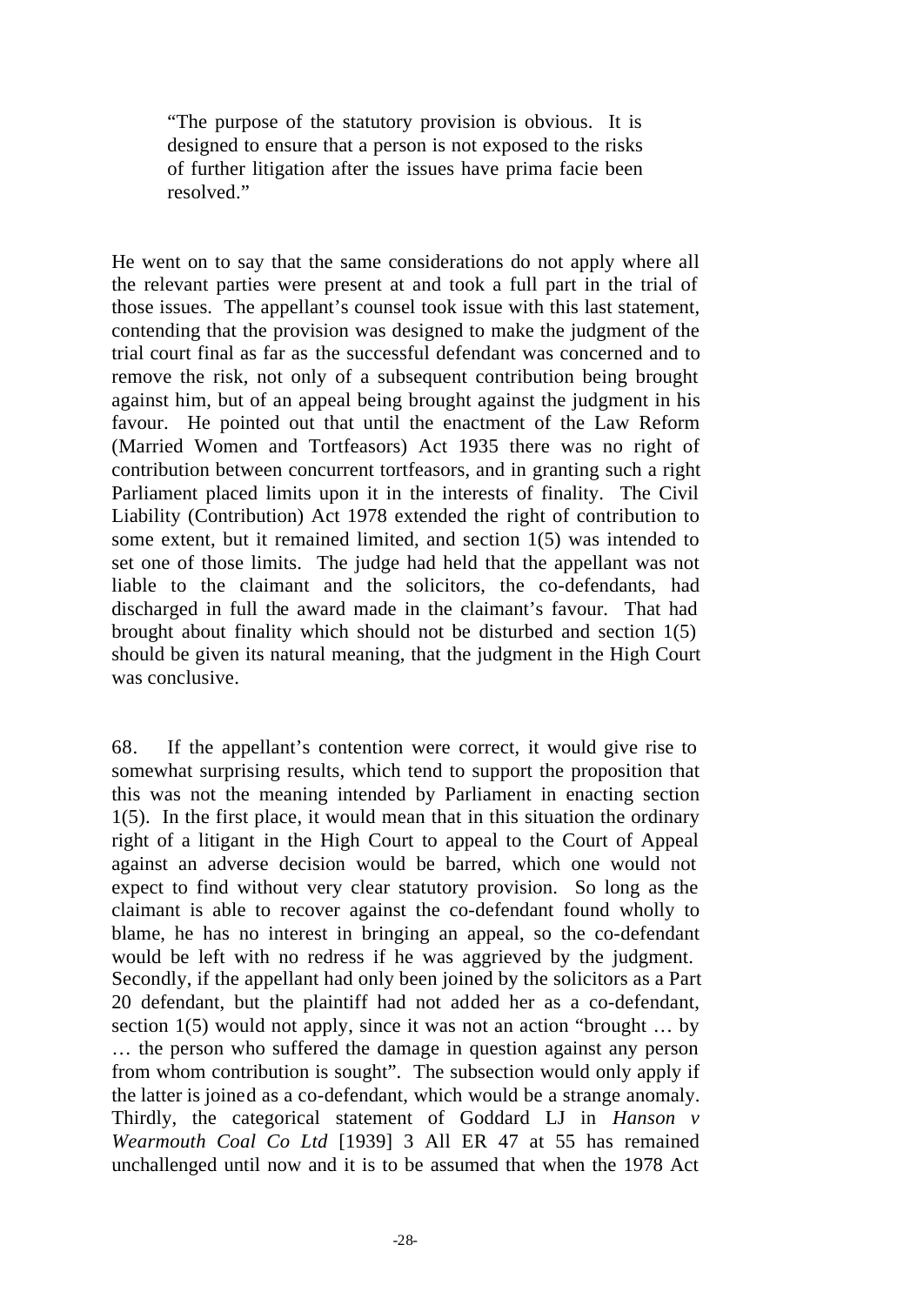> "The purpose of the statutory provision is obvious. It is designed to ensure that a person is not exposed to the risks of further litigation after the issues have prima facie been resolved."

He went on to say that the same considerations do not apply where all the relevant parties were present at and took a full part in the trial of those issues. The appellant's counsel took issue with this last statement, contending that the provision was designed to make the judgment of the trial court final as far as the successful defendant was concerned and to remove the risk, not only of a subsequent contribution being brought against him, but of an appeal being brought against the judgment in his favour. He pointed out that until the enactment of the Law Reform (Married Women and Tortfeasors) Act 1935 there was no right of contribution between concurrent tortfeasors, and in granting such a right Parliament placed limits upon it in the interests of finality. The Civil Liability (Contribution) Act 1978 extended the right of contribution to some extent, but it remained limited, and section 1(5) was intended to set one of those limits. The judge had held that the appellant was not liable to the claimant and the solicitors, the co-defendants, had discharged in full the award made in the claimant's favour. That had brought about finality which should not be disturbed and section 1(5) should be given its natural meaning, that the judgment in the High Court was conclusive.

68. If the appellant's contention were correct, it would give rise to somewhat surprising results, which tend to support the proposition that this was not the meaning intended by Parliament in enacting section 1(5). In the first place, it would mean that in this situation the ordinary right of a litigant in the High Court to appeal to the Court of Appeal against an adverse decision would be barred, which one would not expect to find without very clear statutory provision. So long as the claimant is able to recover against the co-defendant found wholly to blame, he has no interest in bringing an appeal, so the co-defendant would be left with no redress if he was aggrieved by the judgment. Secondly, if the appellant had only been joined by the solicitors as a Part 20 defendant, but the plaintiff had not added her as a co-defendant, section 1(5) would not apply, since it was not an action "brought … by … the person who suffered the damage in question against any person from whom contribution is sought". The subsection would only apply if the latter is joined as a co-defendant, which would be a strange anomaly. Thirdly, the categorical statement of Goddard LJ in *Hanson v Wearmouth Coal Co Ltd* [1939] 3 All ER 47 at 55 has remained unchallenged until now and it is to be assumed that when the 1978 Act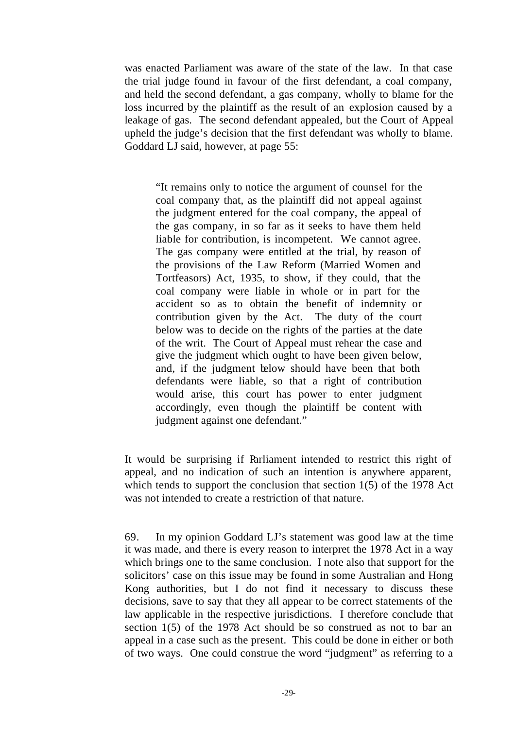was enacted Parliament was aware of the state of the law. In that case the trial judge found in favour of the first defendant, a coal company, and held the second defendant, a gas company, wholly to blame for the loss incurred by the plaintiff as the result of an explosion caused by a leakage of gas. The second defendant appealed, but the Court of Appeal upheld the judge's decision that the first defendant was wholly to blame. Goddard LJ said, however, at page 55:

> "It remains only to notice the argument of counsel for the coal company that, as the plaintiff did not appeal against the judgment entered for the coal company, the appeal of the gas company, in so far as it seeks to have them held liable for contribution, is incompetent. We cannot agree. The gas company were entitled at the trial, by reason of the provisions of the Law Reform (Married Women and Tortfeasors) Act, 1935, to show, if they could, that the coal company were liable in whole or in part for the accident so as to obtain the benefit of indemnity or contribution given by the Act. The duty of the court below was to decide on the rights of the parties at the date of the writ. The Court of Appeal must rehear the case and give the judgment which ought to have been given below, and, if the judgment below should have been that both defendants were liable, so that a right of contribution would arise, this court has power to enter judgment accordingly, even though the plaintiff be content with judgment against one defendant."

It would be surprising if Parliament intended to restrict this right of appeal, and no indication of such an intention is anywhere apparent, which tends to support the conclusion that section 1(5) of the 1978 Act was not intended to create a restriction of that nature.

69. In my opinion Goddard LJ's statement was good law at the time it was made, and there is every reason to interpret the 1978 Act in a way which brings one to the same conclusion. I note also that support for the solicitors' case on this issue may be found in some Australian and Hong Kong authorities, but I do not find it necessary to discuss these decisions, save to say that they all appear to be correct statements of the law applicable in the respective jurisdictions. I therefore conclude that section 1(5) of the 1978 Act should be so construed as not to bar an appeal in a case such as the present. This could be done in either or both of two ways. One could construe the word "judgment" as referring to a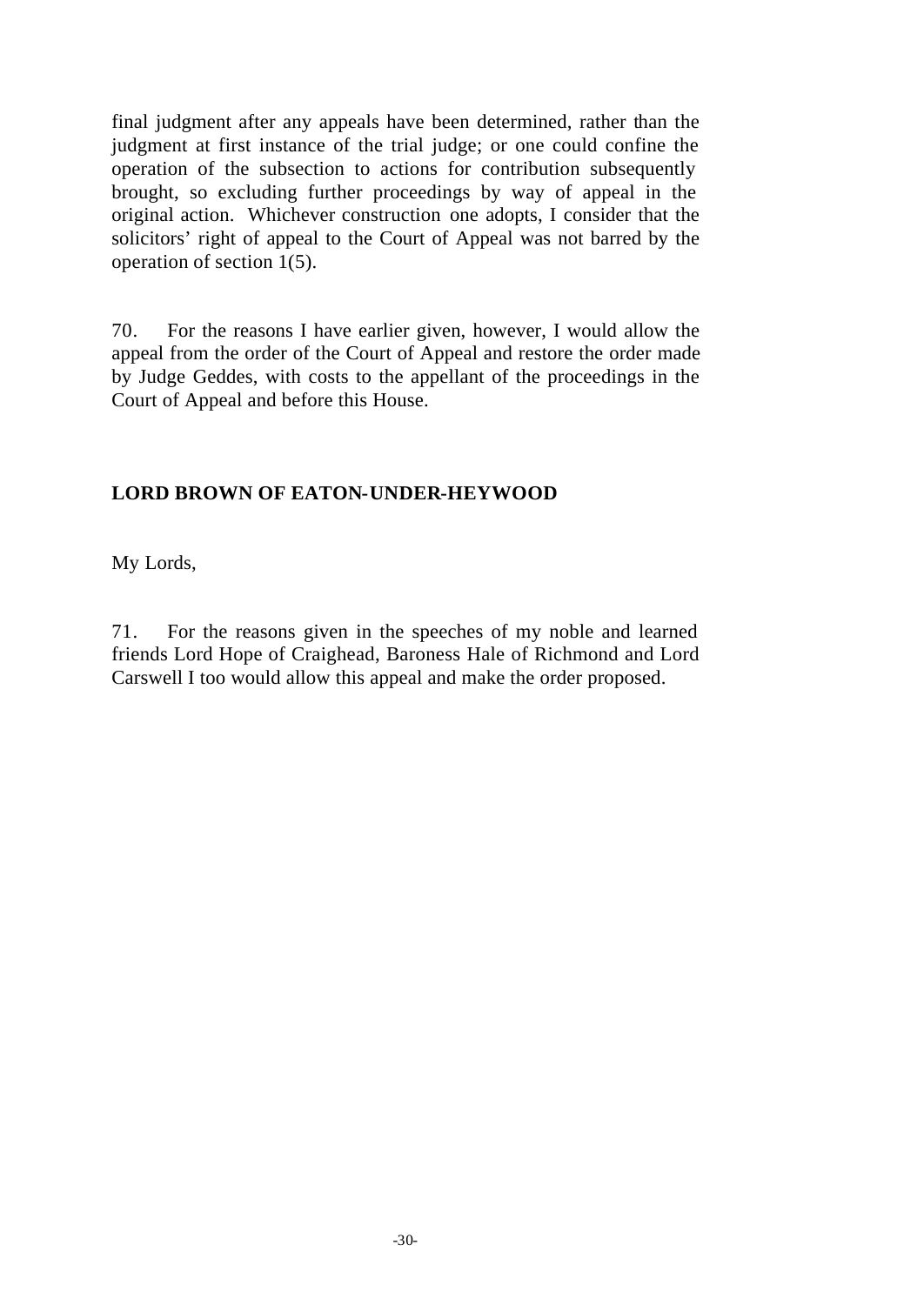final judgment after any appeals have been determined, rather than the judgment at first instance of the trial judge; or one could confine the operation of the subsection to actions for contribution subsequently brought, so excluding further proceedings by way of appeal in the original action. Whichever construction one adopts, I consider that the solicitors' right of appeal to the Court of Appeal was not barred by the operation of section 1(5).

70. For the reasons I have earlier given, however, I would allow the appeal from the order of the Court of Appeal and restore the order made by Judge Geddes, with costs to the appellant of the proceedings in the Court of Appeal and before this House.

**LORD BROWN OF EATON-UNDER-HEYWOOD**

My Lords,

71. For the reasons given in the speeches of my noble and learned friends Lord Hope of Craighead, Baroness Hale of Richmond and Lord Carswell I too would allow this appeal and make the order proposed.